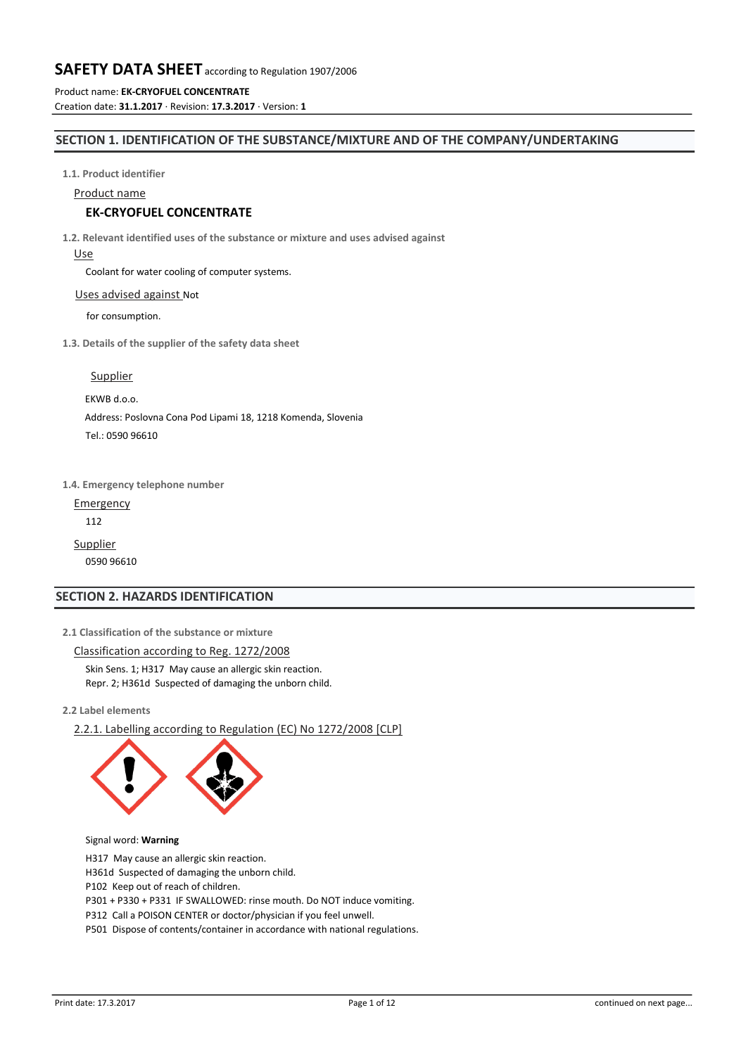# SAFETY DATA SHEET according to Regulation 1907/2006

Product name: **EK-CRYOFUEL CONCENTRATE**

Creation date: **31.1.2017** · Revision: **17.3.2017** · Version: **1**

## SECTION 1. IDENTIFICATION OF THE SUBSTANCE/MIXTURE AND OF THE COMPANY/UNDERTAKING

### 1.1. Product identifier

Product name

**EK-CRYOFUEL CONCENTRATE**

### 1.2. Relevant identified uses of the substance or mixture and uses advised against

Use

Coolant for water cooling of computer systems.

Uses advised against Not for consumption.

### 1.3. Details of the supplier of the safety data sheet

Supplier

EKWB d.o.o.

Address: Poslovna Cona Pod Lipami 18, 1218 Komenda, Slovenia

Tel.: 0590 96610

### 1.4. Emergency telephone number

Emergency

112

Supplier

0590 96610

## SECTION 2. HAZARDS IDENTIFICATION

### 2.1 Classification of the substance or mixture

Classification according to Reg. 1272/2008

Skin Sens. 1; H317 May cause an allergic skin reaction.
Repr. 2; H361d Suspected of damaging the unborn child.

### 2.2 Label elements

2.2.1. Labelling according to Regulation (EC) No 1272/2008 [CLP]

Signal word: **Warning**

H317 May cause an allergic skin reaction.
H361d Suspected of damaging the unborn child.
P102 Keep out of reach of children.
P301 + P330 + P331 IF SWALLOWED: rinse mouth. Do NOT induce vomiting.
P312 Call a POISON CENTER or doctor/physician if you feel unwell.
P501 Dispose of contents/container in accordance with national regulations.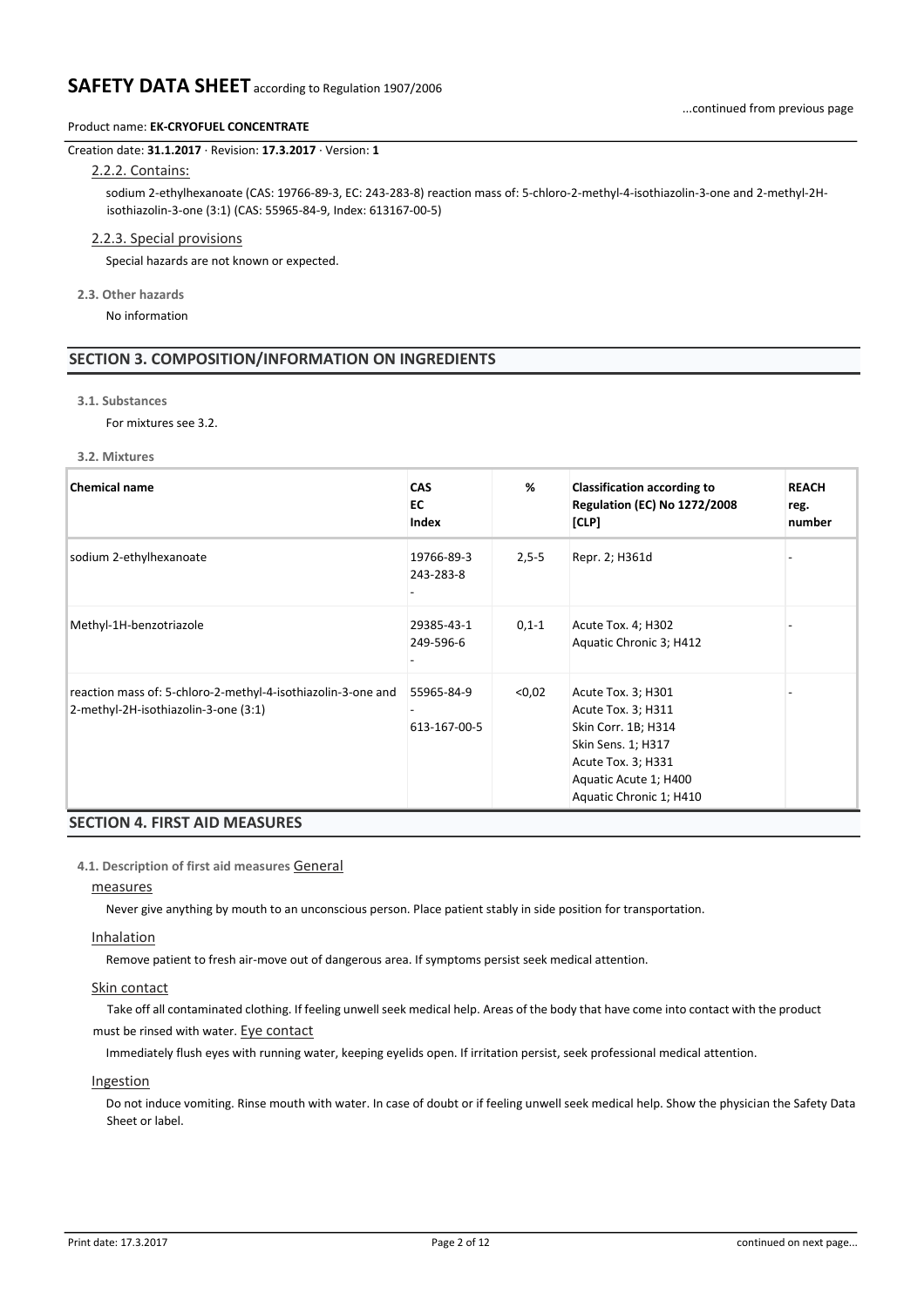Creation date: **31.1.2017** · Revision: **17.3.2017** · Version: **1**

### 2.2.2. Contains:

sodium 2-ethylhexanoate (CAS: 19766-89-3, EC: 243-283-8) reaction mass of: 5-chloro-2-methyl-4-isothiazolin-3-one and 2-methyl-2H-isothiazolin-3-one (3:1) (CAS: 55965-84-9, Index: 613167-00-5)

### 2.2.3. Special provisions

Special hazards are not known or expected.

### 2.3. Other hazards

No information

## SECTION 3. COMPOSITION/INFORMATION ON INGREDIENTS

### 3.1. Substances

For mixtures see 3.2.

### 3.2. Mixtures

| Chemical name | CAS<br>EC<br>Index | % | Classification according to Regulation (EC) No 1272/2008 [CLP] | REACH reg. number |
|---|---|---|---|---|
| sodium 2-ethylhexanoate | 19766-89-3<br>243-283-8<br>- | 2,5-5 | Repr. 2; H361d | - |
| Methyl-1H-benzotriazole | 29385-43-1<br>249-596-6<br>- | 0,1-1 | Acute Tox. 4; H302<br>Aquatic Chronic 3; H412 | - |
| reaction mass of: 5-chloro-2-methyl-4-isothiazolin-3-one and 2-methyl-2H-isothiazolin-3-one (3:1) | 55965-84-9<br>-<br>613-167-00-5 | <0,02 | Acute Tox. 3; H301<br>Acute Tox. 3; H311<br>Skin Corr. 1B; H314<br>Skin Sens. 1; H317<br>Acute Tox. 3; H331<br>Aquatic Acute 1; H400<br>Aquatic Chronic 1; H410 | - |

## SECTION 4. FIRST AID MEASURES

### 4.1. Description of first aid measures

#### General measures

Never give anything by mouth to an unconscious person. Place patient stably in side position for transportation.

#### Inhalation

Remove patient to fresh air-move out of dangerous area. If symptoms persist seek medical attention.

#### Skin contact

Take off all contaminated clothing. If feeling unwell seek medical help. Areas of the body that have come into contact with the product must be rinsed with water.

#### Eye contact

Immediately flush eyes with running water, keeping eyelids open. If irritation persist, seek professional medical attention.

#### Ingestion

Do not induce vomiting. Rinse mouth with water. In case of doubt or if feeling unwell seek medical help. Show the physician the Safety Data Sheet or label.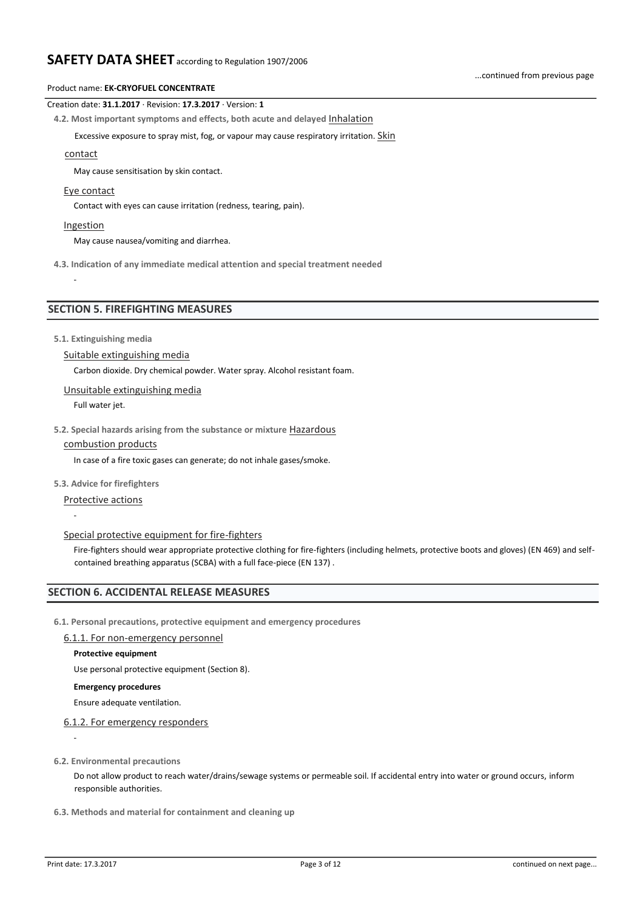**4.2. Most important symptoms and effects, both acute and delayed**

Inhalation

Excessive exposure to spray mist, fog, or vapour may cause respiratory irritation.

Skin contact

May cause sensitisation by skin contact.

Eye contact

Contact with eyes can cause irritation (redness, tearing, pain).

Ingestion

May cause nausea/vomiting and diarrhea.

**4.3. Indication of any immediate medical attention and special treatment needed**

-

## SECTION 5. FIREFIGHTING MEASURES

**5.1. Extinguishing media**

Suitable extinguishing media

Carbon dioxide. Dry chemical powder. Water spray. Alcohol resistant foam.

Unsuitable extinguishing media

Full water jet.

**5.2. Special hazards arising from the substance or mixture**

Hazardous combustion products

In case of a fire toxic gases can generate; do not inhale gases/smoke.

**5.3. Advice for firefighters**

Protective actions

-

Special protective equipment for fire-fighters

Fire-fighters should wear appropriate protective clothing for fire-fighters (including helmets, protective boots and gloves) (EN 469) and self-contained breathing apparatus (SCBA) with a full face-piece (EN 137) .

## SECTION 6. ACCIDENTAL RELEASE MEASURES

**6.1. Personal precautions, protective equipment and emergency procedures**

6.1.1. For non-emergency personnel

**Protective equipment**

Use personal protective equipment (Section 8).

**Emergency procedures**

Ensure adequate ventilation.

6.1.2. For emergency responders

-

**6.2. Environmental precautions**

Do not allow product to reach water/drains/sewage systems or permeable soil. If accidental entry into water or ground occurs, inform responsible authorities.

**6.3. Methods and material for containment and cleaning up**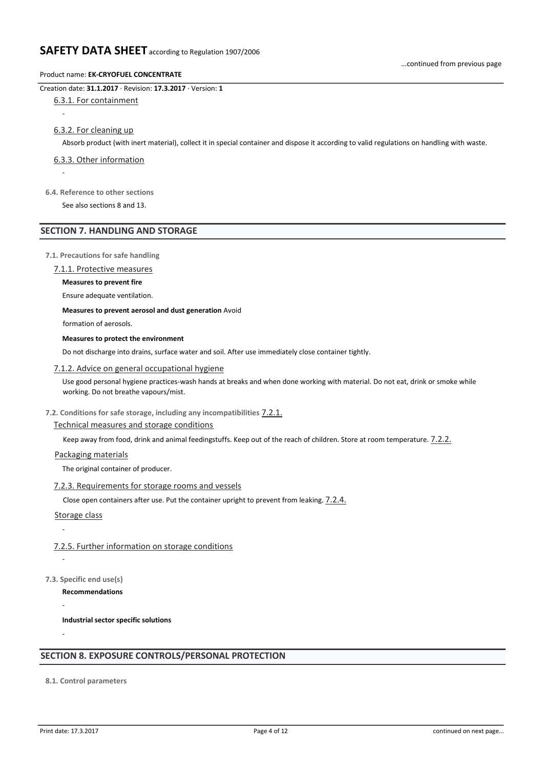6.3.1. For containment

-

6.3.2. For cleaning up

Absorb product (with inert material), collect it in special container and dispose it according to valid regulations on handling with waste.

6.3.3. Other information

-

**6.4. Reference to other sections**

See also sections 8 and 13.

## SECTION 7. HANDLING AND STORAGE

**7.1. Precautions for safe handling**

7.1.1. Protective measures

**Measures to prevent fire**

Ensure adequate ventilation.

**Measures to prevent aerosol and dust generation** Avoid formation of aerosols.

**Measures to protect the environment**

Do not discharge into drains, surface water and soil. After use immediately close container tightly.

7.1.2. Advice on general occupational hygiene

Use good personal hygiene practices-wash hands at breaks and when done working with material. Do not eat, drink or smoke while working. Do not breathe vapours/mist.

**7.2. Conditions for safe storage, including any incompatibilities**

7.2.1. Technical measures and storage conditions

Keep away from food, drink and animal feedingstuffs. Keep out of the reach of children. Store at room temperature.

7.2.2. Packaging materials

The original container of producer.

7.2.3. Requirements for storage rooms and vessels

Close open containers after use. Put the container upright to prevent from leaking.

7.2.4. Storage class

-

7.2.5. Further information on storage conditions

-

**7.3. Specific end use(s)**

**Recommendations**

-

**Industrial sector specific solutions**

-

## SECTION 8. EXPOSURE CONTROLS/PERSONAL PROTECTION

**8.1. Control parameters**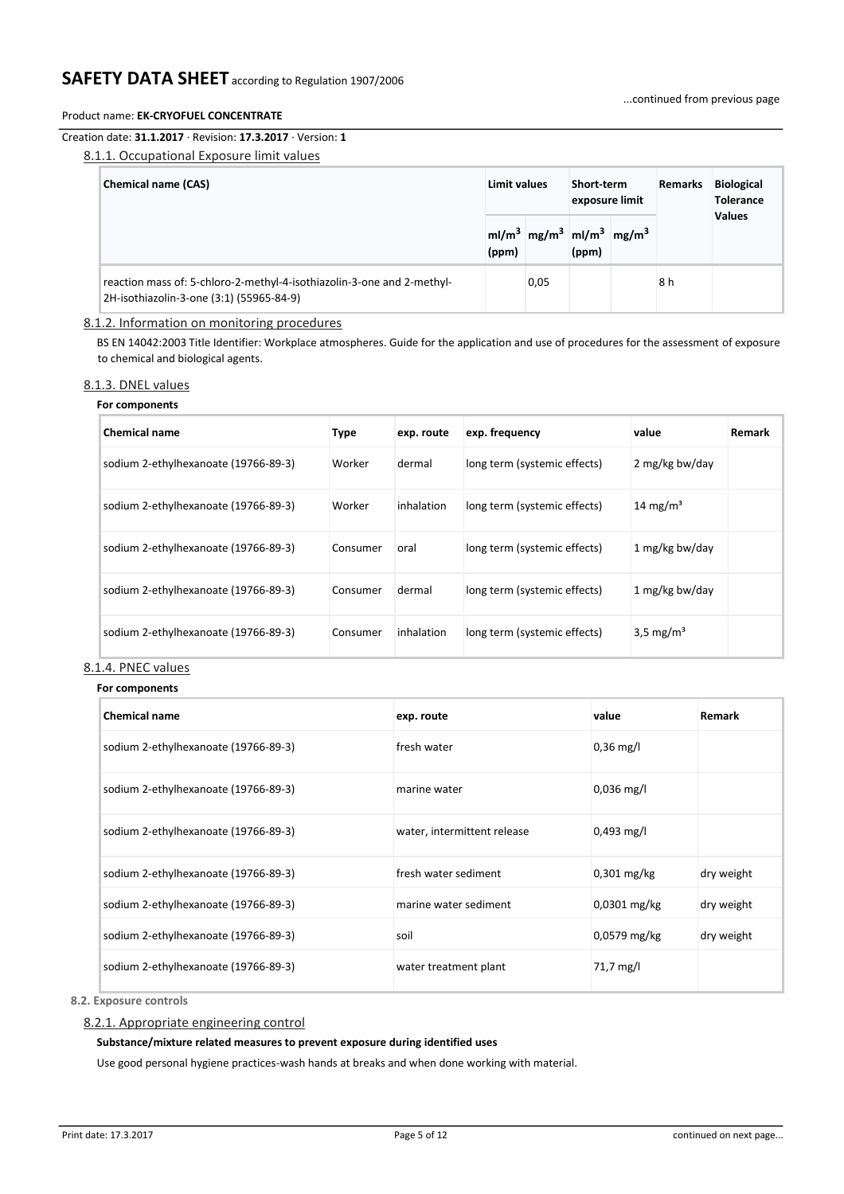Creation date: **31.1.2017** · Revision: **17.3.2017** · Version: **1**

#### 8.1.1. Occupational Exposure limit values

| Chemical name (CAS) | Limit values | | Short-term exposure limit | | Remarks | Biological Tolerance Values |
|---|---|---|---|---|---|---|
| | $ml/m^3$ (ppm) | $mg/m^3$ | $ml/m^3$ (ppm) | $mg/m^3$ | | |
| reaction mass of: 5-chloro-2-methyl-4-isothiazolin-3-one and 2-methyl-2H-isothiazolin-3-one (3:1) (55965-84-9) | | 0,05 | | | 8 h | |

#### 8.1.2. Information on monitoring procedures

BS EN 14042:2003 Title Identifier: Workplace atmospheres. Guide for the application and use of procedures for the assessment of exposure to chemical and biological agents.

#### 8.1.3. DNEL values

**For components**

| Chemical name | Type | exp. route | exp. frequency | value | Remark |
|---|---|---|---|---|---|
| sodium 2-ethylhexanoate (19766-89-3) | Worker | dermal | long term (systemic effects) | 2 mg/kg bw/day | |
| sodium 2-ethylhexanoate (19766-89-3) | Worker | inhalation | long term (systemic effects) | 14 $mg/m^3$ | |
| sodium 2-ethylhexanoate (19766-89-3) | Consumer | oral | long term (systemic effects) | 1 mg/kg bw/day | |
| sodium 2-ethylhexanoate (19766-89-3) | Consumer | dermal | long term (systemic effects) | 1 mg/kg bw/day | |
| sodium 2-ethylhexanoate (19766-89-3) | Consumer | inhalation | long term (systemic effects) | 3,5 $mg/m^3$ | |

#### 8.1.4. PNEC values

**For components**

| Chemical name | exp. route | value | Remark |
|---|---|---|---|
| sodium 2-ethylhexanoate (19766-89-3) | fresh water | 0,36 mg/l | |
| sodium 2-ethylhexanoate (19766-89-3) | marine water | 0,036 mg/l | |
| sodium 2-ethylhexanoate (19766-89-3) | water, intermittent release | 0,493 mg/l | |
| sodium 2-ethylhexanoate (19766-89-3) | fresh water sediment | 0,301 mg/kg | dry weight |
| sodium 2-ethylhexanoate (19766-89-3) | marine water sediment | 0,0301 mg/kg | dry weight |
| sodium 2-ethylhexanoate (19766-89-3) | soil | 0,0579 mg/kg | dry weight |
| sodium 2-ethylhexanoate (19766-89-3) | water treatment plant | 71,7 mg/l | |

### 8.2. Exposure controls

#### 8.2.1. Appropriate engineering control

**Substance/mixture related measures to prevent exposure during identified uses**

Use good personal hygiene practices-wash hands at breaks and when done working with material.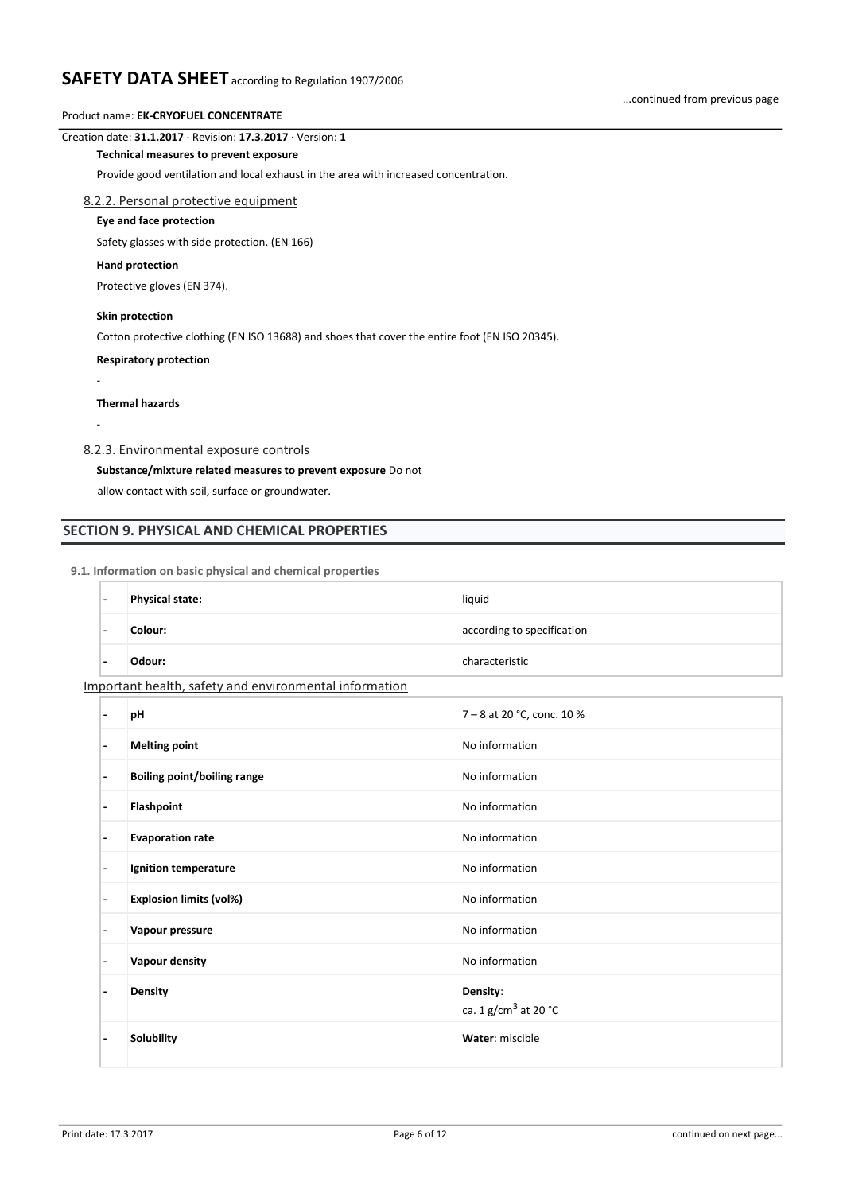**Technical measures to prevent exposure**

Provide good ventilation and local exhaust in the area with increased concentration.

### 8.2.2. Personal protective equipment

**Eye and face protection**

Safety glasses with side protection. (EN 166)

**Hand protection**

Protective gloves (EN 374).

**Skin protection**

Cotton protective clothing (EN ISO 13688) and shoes that cover the entire foot (EN ISO 20345).

**Respiratory protection**

-

**Thermal hazards**

-

### 8.2.3. Environmental exposure controls

**Substance/mixture related measures to prevent exposure** Do not allow contact with soil, surface or groundwater.

## SECTION 9. PHYSICAL AND CHEMICAL PROPERTIES

**9.1. Information on basic physical and chemical properties**

| | | |
|---|---|---|
| - | **Physical state:** | liquid |
| - | **Colour:** | according to specification |
| - | **Odour:** | characteristic |

Important health, safety and environmental information

| | | |
|---|---|---|
| - | **pH** | 7 – 8 at 20 °C, conc. 10 % |
| - | **Melting point** | No information |
| - | **Boiling point/boiling range** | No information |
| - | **Flashpoint** | No information |
| - | **Evaporation rate** | No information |
| - | **Ignition temperature** | No information |
| - | **Explosion limits (vol%)** | No information |
| - | **Vapour pressure** | No information |
| - | **Vapour density** | No information |
| - | **Density** | **Density**: ca. 1 g/cm$^3$ at 20 °C |
| - | **Solubility** | **Water**: miscible |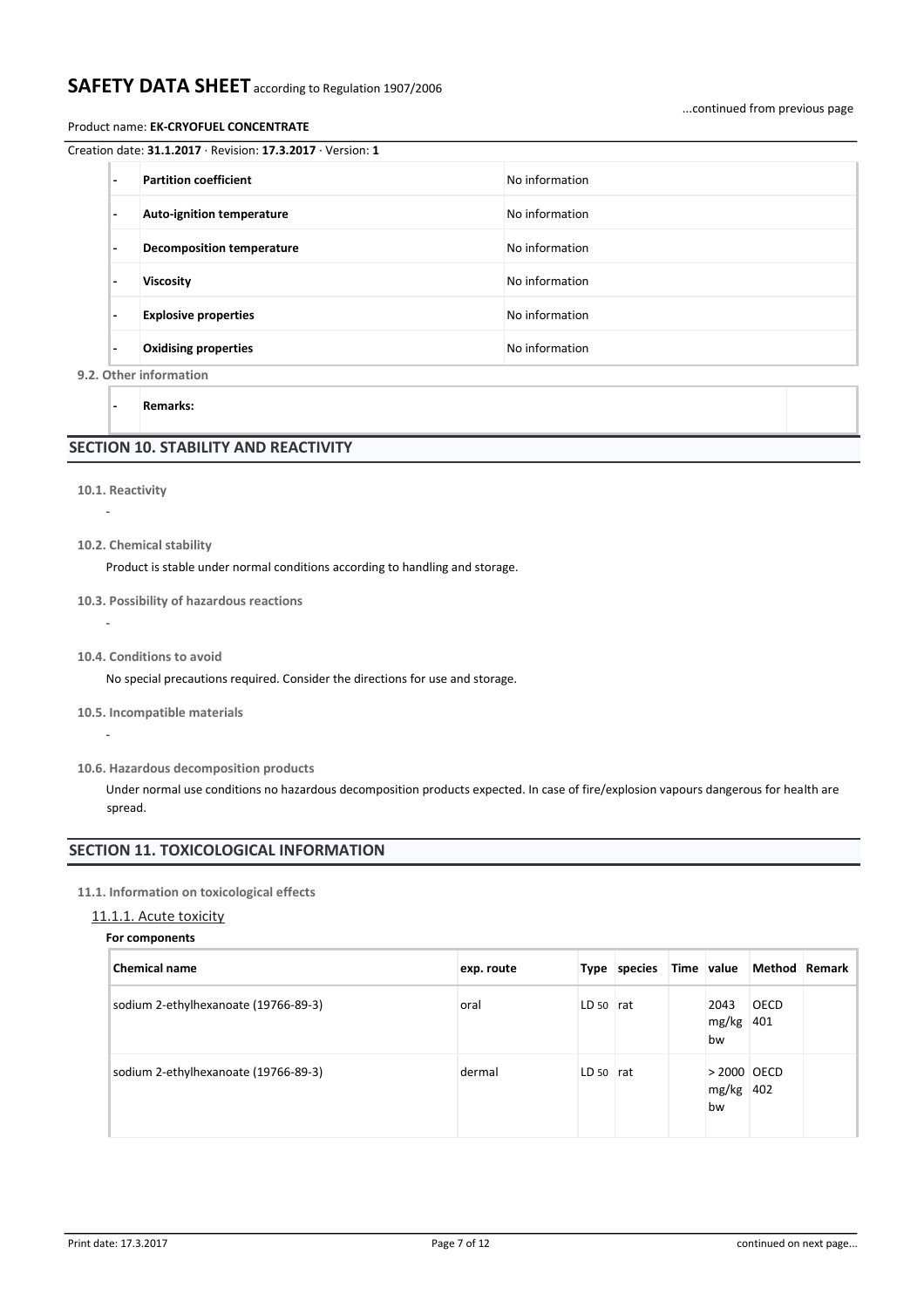| - | **Partition coefficient** | No information |
|---|---|---|
| - | **Auto-ignition temperature** | No information |
| - | **Decomposition temperature** | No information |
| - | **Viscosity** | No information |
| - | **Explosive properties** | No information |
| - | **Oxidising properties** | No information |

**9.2. Other information**

| - | **Remarks:** | |
|---|---|---|

## SECTION 10. STABILITY AND REACTIVITY

**10.1. Reactivity**

-

**10.2. Chemical stability**

Product is stable under normal conditions according to handling and storage.

**10.3. Possibility of hazardous reactions**

-

**10.4. Conditions to avoid**

No special precautions required. Consider the directions for use and storage.

**10.5. Incompatible materials**

-

**10.6. Hazardous decomposition products**

Under normal use conditions no hazardous decomposition products expected. In case of fire/explosion vapours dangerous for health are spread.

## SECTION 11. TOXICOLOGICAL INFORMATION

**11.1. Information on toxicological effects**

11.1.1. Acute toxicity

**For components**

| Chemical name | exp. route | Type | species | Time | value | Method | Remark |
|---|---|---|---|---|---|---|---|
| sodium 2-ethylhexanoate (19766-89-3) | oral | $LD_{50}$ | rat | | 2043 mg/kg bw | OECD 401 | |
| sodium 2-ethylhexanoate (19766-89-3) | dermal | $LD_{50}$ | rat | | > 2000 mg/kg bw | OECD 402 | |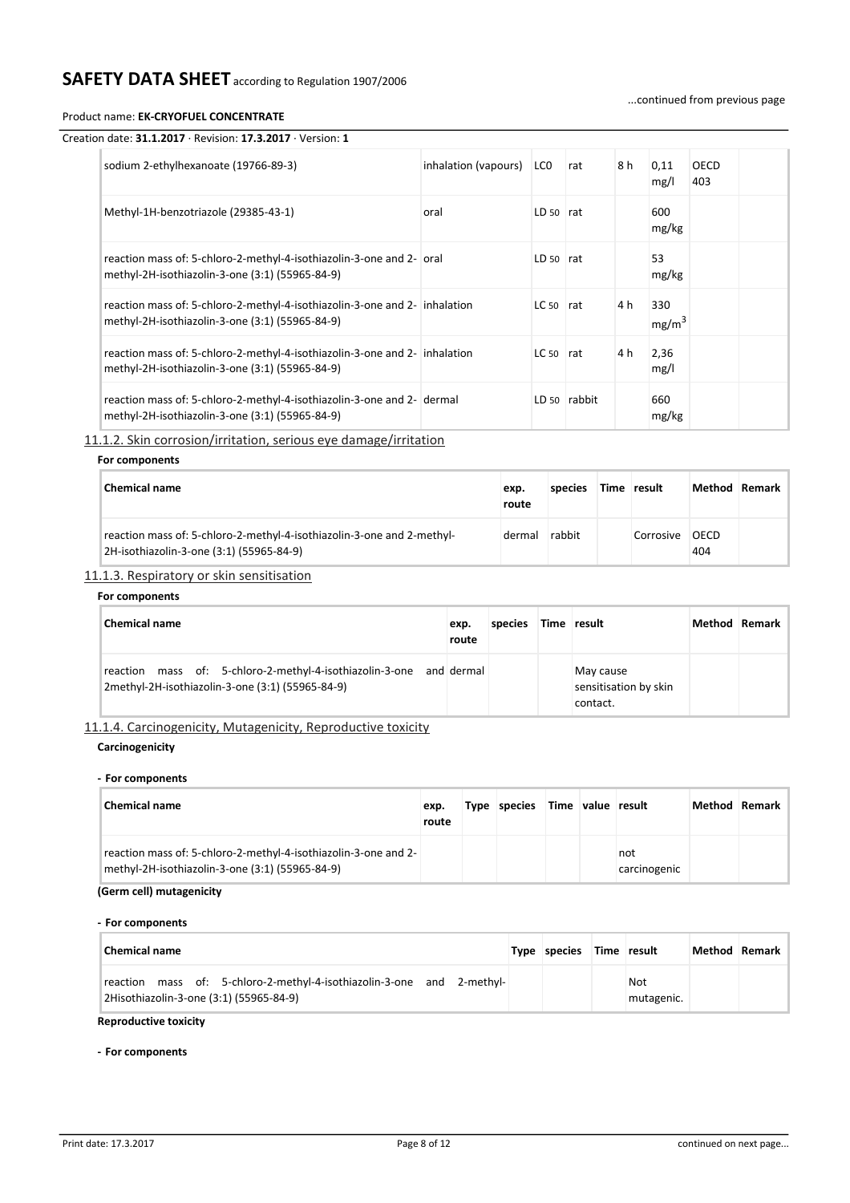| | | | | | | | |
|---|---|---|---|---|---|---|---|
| sodium 2-ethylhexanoate (19766-89-3) | inhalation (vapours) | LC0 | rat | 8 h | 0,11 mg/l | OECD 403 | |
| Methyl-1H-benzotriazole (29385-43-1) | oral | $LD_{50}$ | rat | | 600 mg/kg | | |
| reaction mass of: 5-chloro-2-methyl-4-isothiazolin-3-one and 2-methyl-2H-isothiazolin-3-one (3:1) (55965-84-9) | oral | $LD_{50}$ | rat | | 53 mg/kg | | |
| reaction mass of: 5-chloro-2-methyl-4-isothiazolin-3-one and 2-methyl-2H-isothiazolin-3-one (3:1) (55965-84-9) | inhalation | $LC_{50}$ | rat | 4 h | 330 $mg/m^3$ | | |
| reaction mass of: 5-chloro-2-methyl-4-isothiazolin-3-one and 2-methyl-2H-isothiazolin-3-one (3:1) (55965-84-9) | inhalation | $LC_{50}$ | rat | 4 h | 2,36 mg/l | | |
| reaction mass of: 5-chloro-2-methyl-4-isothiazolin-3-one and 2-methyl-2H-isothiazolin-3-one (3:1) (55965-84-9) | dermal | $LD_{50}$ | rabbit | | 660 mg/kg | | |

## 11.1.2. Skin corrosion/irritation, serious eye damage/irritation

**For components**

| Chemical name | exp. route | species | Time | result | Method | Remark |
|---|---|---|---|---|---|---|
| reaction mass of: 5-chloro-2-methyl-4-isothiazolin-3-one and 2-methyl-2H-isothiazolin-3-one (3:1) (55965-84-9) | dermal | rabbit | | Corrosive | OECD 404 | |

## 11.1.3. Respiratory or skin sensitisation

**For components**

| Chemical name | exp. route | species | Time | result | Method | Remark |
|---|---|---|---|---|---|---|
| reaction mass of: 5-chloro-2-methyl-4-isothiazolin-3-one and 2methyl-2H-isothiazolin-3-one (3:1) (55965-84-9) | dermal | | | May cause sensitisation by skin contact. | | |

## 11.1.4. Carcinogenicity, Mutagenicity, Reproductive toxicity

**Carcinogenicity**

**- For components**

| Chemical name | exp. route | Type | species | Time | value | result | Method | Remark |
|---|---|---|---|---|---|---|---|---|
| reaction mass of: 5-chloro-2-methyl-4-isothiazolin-3-one and 2-methyl-2H-isothiazolin-3-one (3:1) (55965-84-9) | | | | | | not carcinogenic | | |

**(Germ cell) mutagenicity**

**- For components**

| Chemical name | Type | species | Time | result | Method | Remark |
|---|---|---|---|---|---|---|
| reaction mass of: 5-chloro-2-methyl-4-isothiazolin-3-one and 2-methyl-2Hisothiazolin-3-one (3:1) (55965-84-9) | | | | Not mutagenic. | | |

**Reproductive toxicity**

**- For components**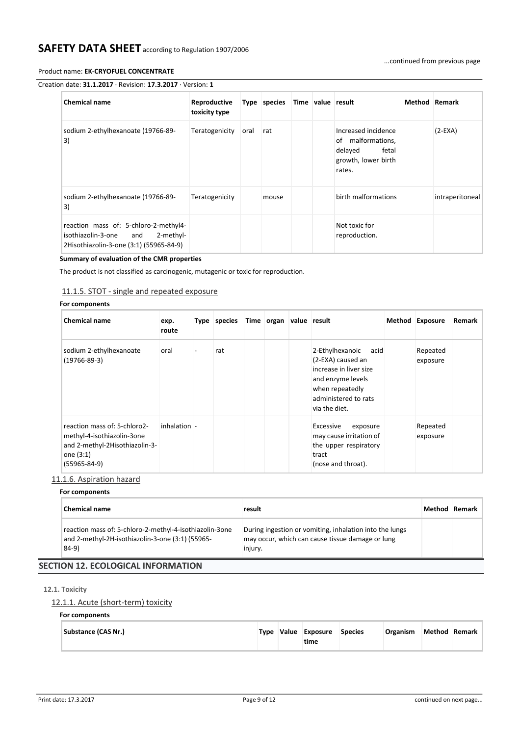| Chemical name | Reproductive toxicity type | Type | species | Time | value | result | Method | Remark |
|---|---|---|---|---|---|---|---|---|
| sodium 2-ethylhexanoate (19766-89-3) | Teratogenicity | oral | rat | | | Increased incidence of malformations, delayed fetal growth, lower birth rates. | | (2-EXA) |
| sodium 2-ethylhexanoate (19766-89-3) | Teratogenicity | | mouse | | | birth malformations | | intraperitoneal |
| reaction mass of: 5-chloro-2-methyl4-isothiazolin-3-one and 2-methyl-2Hisothiazolin-3-one (3:1) (55965-84-9) | | | | | | Not toxic for reproduction. | | |

**Summary of evaluation of the CMR properties**

The product is not classified as carcinogenic, mutagenic or toxic for reproduction.

### 11.1.5. STOT - single and repeated exposure

**For components**

| Chemical name | exp. route | Type | species | Time | organ | value | result | Method | Exposure | Remark |
|---|---|---|---|---|---|---|---|---|---|---|
| sodium 2-ethylhexanoate (19766-89-3) | oral | - | rat | | | | 2-Ethylhexanoic acid (2-EXA) caused an increase in liver size and enzyme levels when repeatedly administered to rats via the diet. | | Repeated exposure | |
| reaction mass of: 5-chloro2-methyl-4-isothiazolin-3one and 2-methyl-2Hisothiazolin-3-one (3:1) (55965-84-9) | inhalation | - | | | | | Excessive exposure may cause irritation of the upper respiratory tract (nose and throat). | | Repeated exposure | |

### 11.1.6. Aspiration hazard

**For components**

| Chemical name | result | Method | Remark |
|---|---|---|---|
| reaction mass of: 5-chloro-2-methyl-4-isothiazolin-3one and 2-methyl-2H-isothiazolin-3-one (3:1) (55965-84-9) | During ingestion or vomiting, inhalation into the lungs may occur, which can cause tissue damage or lung injury. | | |

## SECTION 12. ECOLOGICAL INFORMATION

### 12.1. Toxicity

#### 12.1.1. Acute (short-term) toxicity

**For components**

| Substance (CAS Nr.) | Type | Value | Exposure time | Species | Organism | Method | Remark |
|---|---|---|---|---|---|---|---|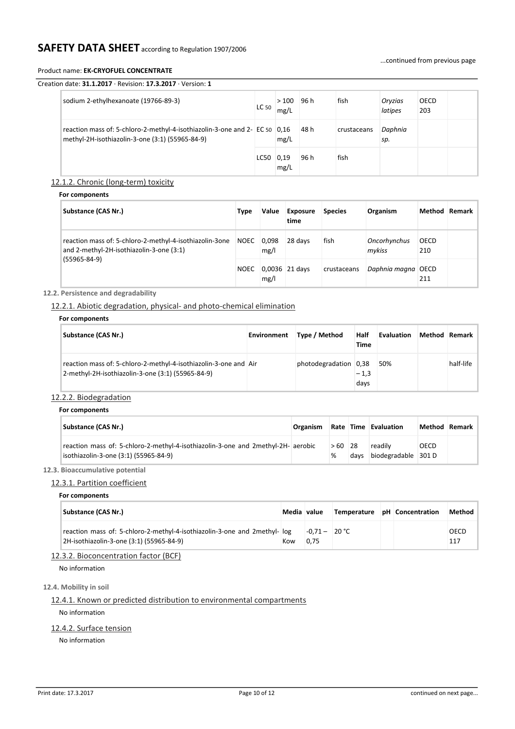| | | | | | | | |
|---|---|---|---|---|---|---|---|
| sodium 2-ethylhexanoate (19766-89-3) | $LC_{50}$ | > 100 mg/L | 96 h | fish | *Oryzias latipes* | OECD 203 | |
| reaction mass of: 5-chloro-2-methyl-4-isothiazolin-3-one and 2-methyl-2H-isothiazolin-3-one (3:1) (55965-84-9) | $EC_{50}$ | 0,16 mg/L | 48 h | crustaceans | *Daphnia sp.* | | |
| | LC50 | 0,19 mg/L | 96 h | fish | | | |

### 12.1.2. Chronic (long-term) toxicity

**For components**

| Substance (CAS Nr.) | Type | Value | Exposure time | Species | Organism | Method | Remark |
|---|---|---|---|---|---|---|---|
| reaction mass of: 5-chloro-2-methyl-4-isothiazolin-3one and 2-methyl-2H-isothiazolin-3-one (3:1) (55965-84-9) | NOEC | 0,098 mg/l | 28 days | fish | *Oncorhynchus mykiss* | OECD 210 | |
| | NOEC | 0,0036 mg/l | 21 days | crustaceans | *Daphnia magna* | OECD 211 | |

## 12.2. Persistence and degradability

### 12.2.1. Abiotic degradation, physical- and photo-chemical elimination

**For components**

| Substance (CAS Nr.) | Environment | Type / Method | Half Time | Evaluation | Method | Remark |
|---|---|---|---|---|---|---|
| reaction mass of: 5-chloro-2-methyl-4-isothiazolin-3-one and 2-methyl-2H-isothiazolin-3-one (3:1) (55965-84-9) | Air | photodegradation | 0,38 – 1,3 days | 50% | | half-life |

### 12.2.2. Biodegradation

**For components**

| Substance (CAS Nr.) | Organism | Rate | Time | Evaluation | Method | Remark |
|---|---|---|---|---|---|---|
| reaction mass of: 5-chloro-2-methyl-4-isothiazolin-3-one and 2methyl-2H-isothiazolin-3-one (3:1) (55965-84-9) | aerobic | > 60 % | 28 days | readily biodegradable | OECD 301 D | |

## 12.3. Bioaccumulative potential

### 12.3.1. Partition coefficient

**For components**

| Substance (CAS Nr.) | Media | value | Temperature | pH | Concentration | Method |
|---|---|---|---|---|---|---|
| reaction mass of: 5-chloro-2-methyl-4-isothiazolin-3-one and 2methyl-2H-isothiazolin-3-one (3:1) (55965-84-9) | log Kow | -0,71 – 0,75 | 20 °C | | | OECD 117 |

### 12.3.2. Bioconcentration factor (BCF)

No information

## 12.4. Mobility in soil

### 12.4.1. Known or predicted distribution to environmental compartments

No information

### 12.4.2. Surface tension

No information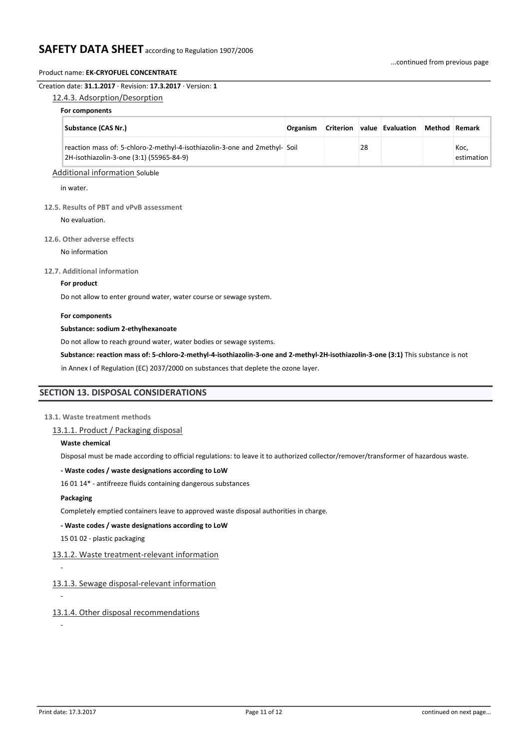#### 12.4.3. Adsorption/Desorption

**For components**

| Substance (CAS Nr.) | Organism | Criterion | value | Evaluation | Method | Remark |
|---|---|---|---|---|---|---|
| reaction mass of: 5-chloro-2-methyl-4-isothiazolin-3-one and 2methyl-2H-isothiazolin-3-one (3:1) (55965-84-9) | Soil | | 28 | | | Koc, estimation |

Additional information Soluble

in water.

### 12.5. Results of PBT and vPvB assessment

No evaluation.

### 12.6. Other adverse effects

No information

### 12.7. Additional information

**For product**

Do not allow to enter ground water, water course or sewage system.

**For components**

**Substance: sodium 2-ethylhexanoate**

Do not allow to reach ground water, water bodies or sewage systems.

**Substance: reaction mass of: 5-chloro-2-methyl-4-isothiazolin-3-one and 2-methyl-2H-isothiazolin-3-one (3:1)** This substance is not in Annex I of Regulation (EC) 2037/2000 on substances that deplete the ozone layer.

## SECTION 13. DISPOSAL CONSIDERATIONS

### 13.1. Waste treatment methods

#### 13.1.1. Product / Packaging disposal

**Waste chemical**

Disposal must be made according to official regulations: to leave it to authorized collector/remover/transformer of hazardous waste.

**- Waste codes / waste designations according to LoW**

16 01 14* - antifreeze fluids containing dangerous substances

**Packaging**

Completely emptied containers leave to approved waste disposal authorities in charge.

**- Waste codes / waste designations according to LoW**

15 01 02 - plastic packaging

#### 13.1.2. Waste treatment-relevant information

-

#### 13.1.3. Sewage disposal-relevant information

-

#### 13.1.4. Other disposal recommendations

-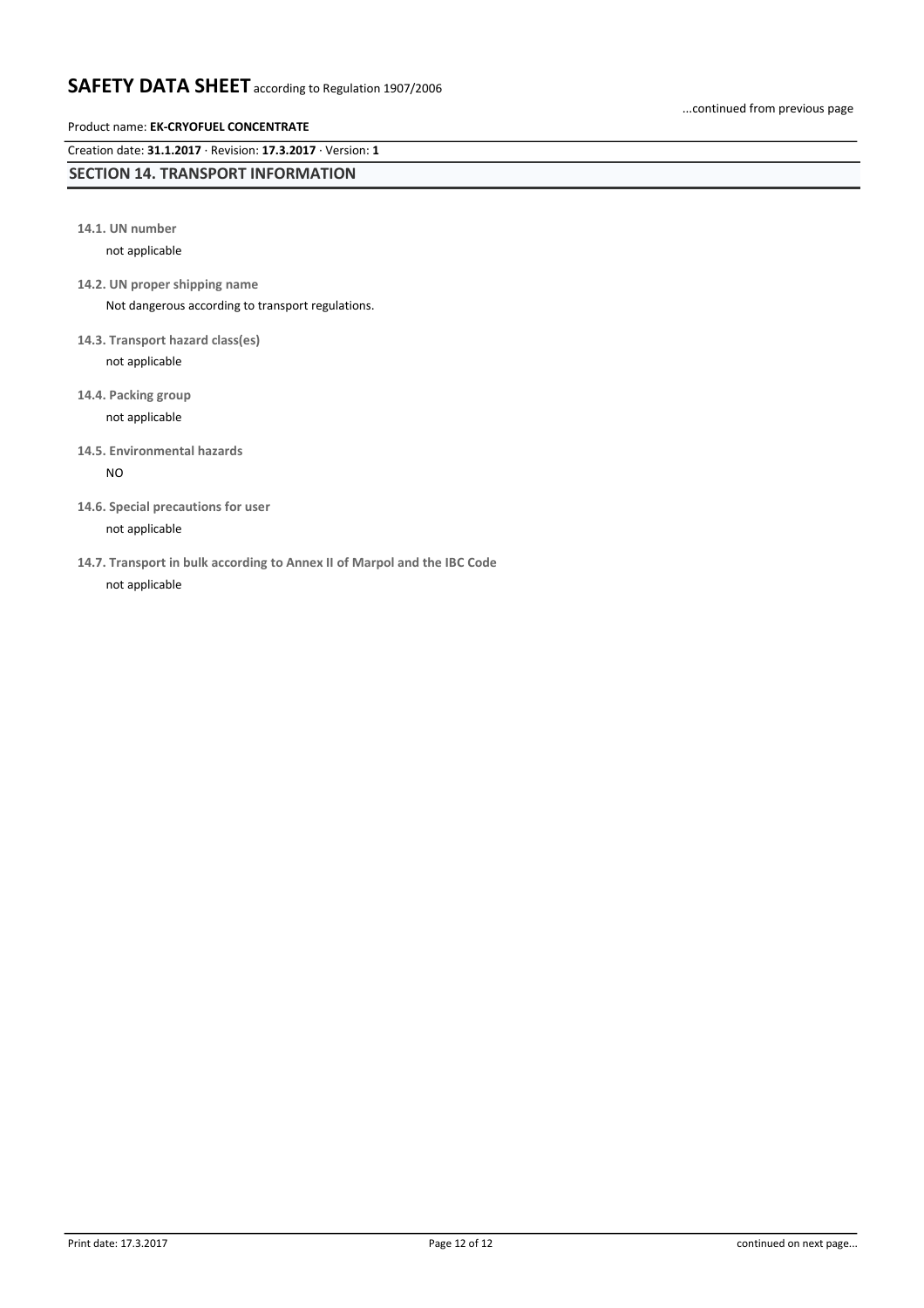## SECTION 14. TRANSPORT INFORMATION

**14.1. UN number**

not applicable

**14.2. UN proper shipping name**

Not dangerous according to transport regulations.

**14.3. Transport hazard class(es)**

not applicable

**14.4. Packing group**

not applicable

**14.5. Environmental hazards**

NO

**14.6. Special precautions for user**

not applicable

**14.7. Transport in bulk according to Annex II of Marpol and the IBC Code**

not applicable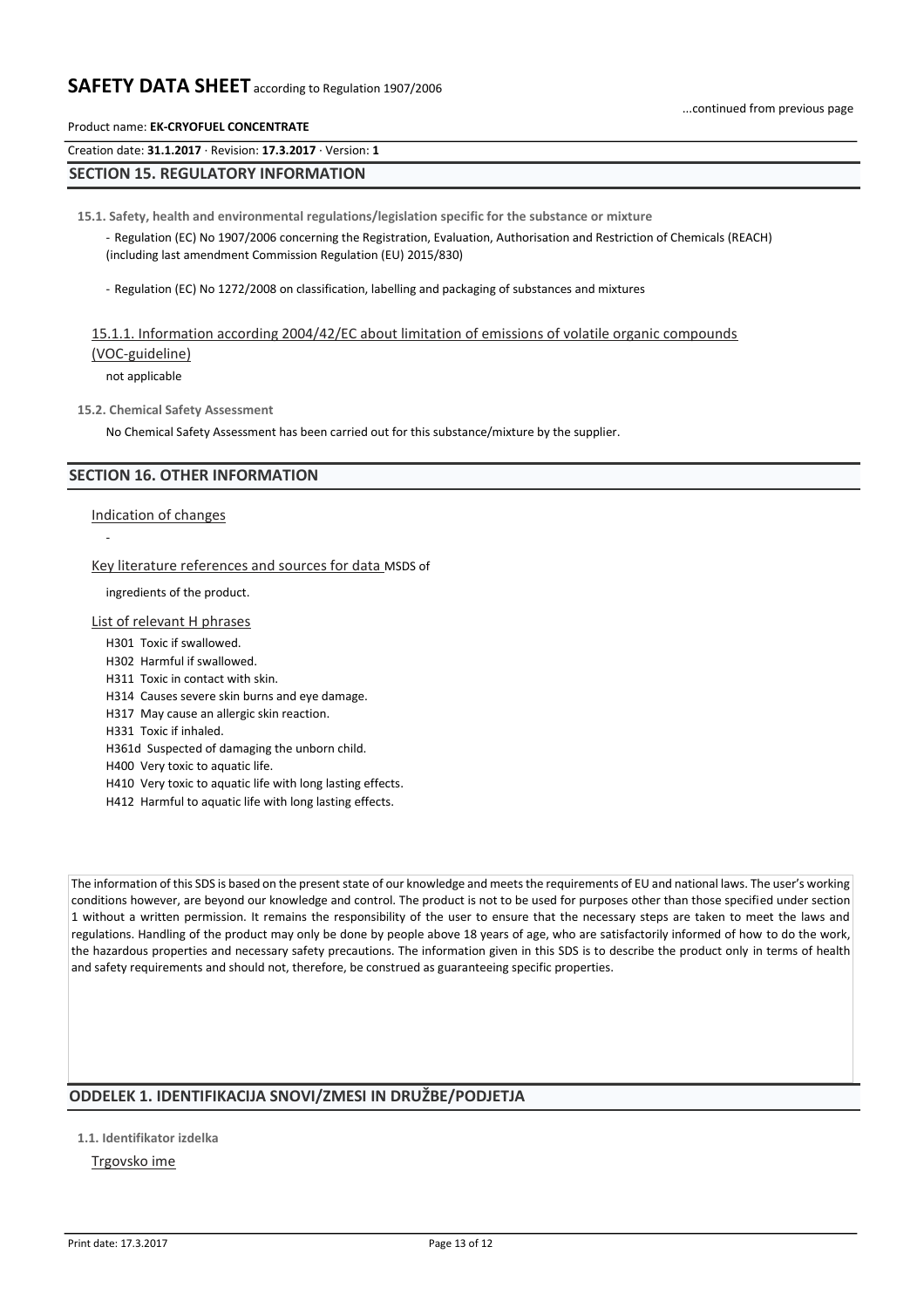## SECTION 15. REGULATORY INFORMATION

**15.1. Safety, health and environmental regulations/legislation specific for the substance or mixture**

- Regulation (EC) No 1907/2006 concerning the Registration, Evaluation, Authorisation and Restriction of Chemicals (REACH) (including last amendment Commission Regulation (EU) 2015/830)

- Regulation (EC) No 1272/2008 on classification, labelling and packaging of substances and mixtures

15.1.1. Information according 2004/42/EC about limitation of emissions of volatile organic compounds (VOC-guideline)

not applicable

**15.2. Chemical Safety Assessment**

No Chemical Safety Assessment has been carried out for this substance/mixture by the supplier.

## SECTION 16. OTHER INFORMATION

Indication of changes

-

Key literature references and sources for data MSDS of ingredients of the product.

List of relevant H phrases

H301 Toxic if swallowed.
H302 Harmful if swallowed.
H311 Toxic in contact with skin.
H314 Causes severe skin burns and eye damage.
H317 May cause an allergic skin reaction.
H331 Toxic if inhaled.
H361d Suspected of damaging the unborn child.
H400 Very toxic to aquatic life.
H410 Very toxic to aquatic life with long lasting effects.
H412 Harmful to aquatic life with long lasting effects.

The information of this SDS is based on the present state of our knowledge and meets the requirements of EU and national laws. The user's working conditions however, are beyond our knowledge and control. The product is not to be used for purposes other than those specified under section 1 without a written permission. It remains the responsibility of the user to ensure that the necessary steps are taken to meet the laws and regulations. Handling of the product may only be done by people above 18 years of age, who are satisfactorily informed of how to do the work, the hazardous properties and necessary safety precautions. The information given in this SDS is to describe the product only in terms of health and safety requirements and should not, therefore, be construed as guaranteeing specific properties.

## ODDELEK 1. IDENTIFIKACIJA SNOVI/ZMESI IN DRUŽBE/PODJETJA

**1.1. Identifikator izdelka**

Trgovsko ime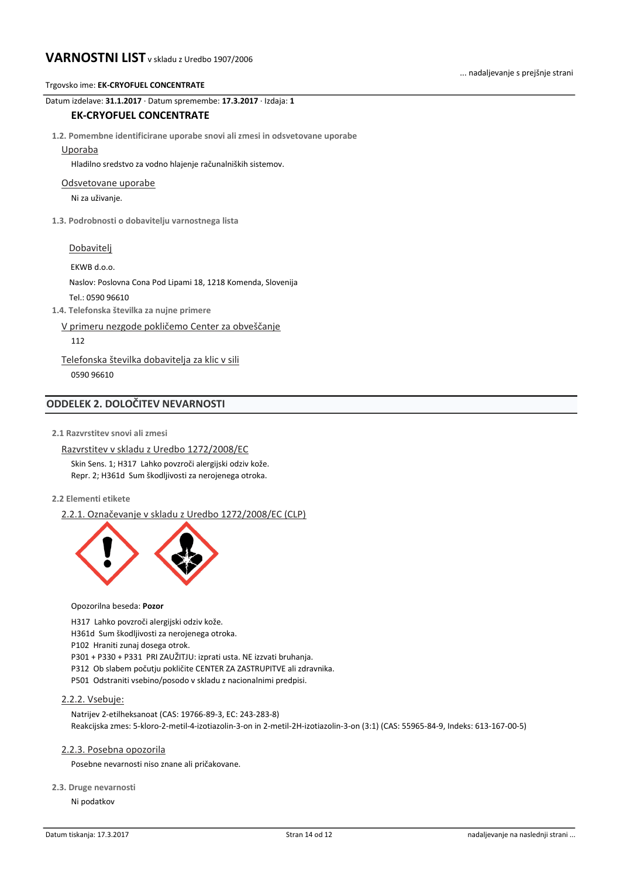Datum izdelave: **31.1.2017** · Datum spremembe: **17.3.2017** · Izdaja: **1**

## EK-CRYOFUEL CONCENTRATE

**1.2. Pomembne identificirane uporabe snovi ali zmesi in odsvetovane uporabe**

Uporaba

Hladilno sredstvo za vodno hlajenje računalniških sistemov.

Odsvetovane uporabe

Ni za uživanje.

**1.3. Podrobnosti o dobavitelju varnostnega lista**

Dobavitelj

EKWB d.o.o.

Naslov: Poslovna Cona Pod Lipami 18, 1218 Komenda, Slovenija

Tel.: 0590 96610

**1.4. Telefonska številka za nujne primere**

V primeru nezgode pokličemo Center za obveščanje

112

Telefonska številka dobavitelja za klic v sili

0590 96610

## ODDELEK 2. DOLOČITEV NEVARNOSTI

**2.1 Razvrstitev snovi ali zmesi**

Razvrstitev v skladu z Uredbo 1272/2008/EC

Skin Sens. 1; H317 Lahko povzroči alergijski odziv kože.
Repr. 2; H361d Sum škodljivosti za nerojenega otroka.

**2.2 Elementi etikete**

2.2.1. Označevanje v skladu z Uredbo 1272/2008/EC (CLP)

Opozorilna beseda: **Pozor**

H317 Lahko povzroči alergijski odziv kože.
H361d Sum škodljivosti za nerojenega otroka.
P102 Hraniti zunaj dosega otrok.
P301 + P330 + P331 PRI ZAUŽITJU: izprati usta. NE izzvati bruhanja.
P312 Ob slabem počutju pokličite CENTER ZA ZASTRUPITVE ali zdravnika.
P501 Odstraniti vsebino/posodo v skladu z nacionalnimi predpisi.

2.2.2. Vsebuje:

Natrijev 2-etilheksanoat (CAS: 19766-89-3, EC: 243-283-8)
Reakcijska zmes: 5-kloro-2-metil-4-izotiazolin-3-on in 2-metil-2H-izotiazolin-3-on (3:1) (CAS: 55965-84-9, Indeks: 613-167-00-5)

2.2.3. Posebna opozorila

Posebne nevarnosti niso znane ali pričakovane.

**2.3. Druge nevarnosti**

Ni podatkov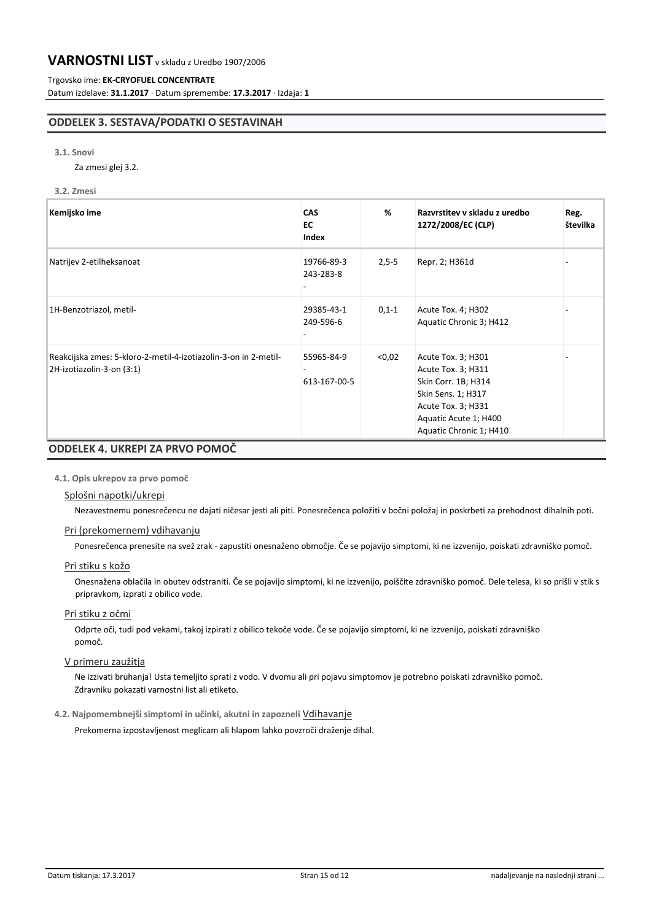## ODDELEK 3. SESTAVA/PODATKI O SESTAVINAH

### 3.1. Snovi

Za zmesi glej 3.2.

### 3.2. Zmesi

| Kemijsko ime | CAS<br>EC<br>Index | % | Razvrstitev v skladu z uredbo 1272/2008/EC (CLP) | Reg. številka |
|---|---|---|---|---|
| Natrijev 2-etilheksanoat | 19766-89-3<br>243-283-8<br>- | 2,5-5 | Repr. 2; H361d | - |
| 1H-Benzotriazol, metil- | 29385-43-1<br>249-596-6<br>- | 0,1-1 | Acute Tox. 4; H302<br>Aquatic Chronic 3; H412 | - |
| Reakcijska zmes: 5-kloro-2-metil-4-izotiazolin-3-on in 2-metil-2H-izotiazolin-3-on (3:1) | 55965-84-9<br>-<br>613-167-00-5 | <0,02 | Acute Tox. 3; H301<br>Acute Tox. 3; H311<br>Skin Corr. 1B; H314<br>Skin Sens. 1; H317<br>Acute Tox. 3; H331<br>Aquatic Acute 1; H400<br>Aquatic Chronic 1; H410 | - |

## ODDELEK 4. UKREPI ZA PRVO POMOČ

### 4.1. Opis ukrepov za prvo pomoč

Splošni napotki/ukrepi

Nezavestnemu ponesrečencu ne dajati ničesar jesti ali piti. Ponesrečenca položiti v bočni položaj in poskrbeti za prehodnost dihalnih poti.

Pri (prekomernem) vdihavanju

Ponesrečenca prenesite na svež zrak - zapustiti onesnaženo območje. Če se pojavijo simptomi, ki ne izzvenijo, poiskati zdravniško pomoč.

Pri stiku s kožo

Onesnažena oblačila in obutev odstraniti. Če se pojavijo simptomi, ki ne izzvenijo, poiščite zdravniško pomoč. Dele telesa, ki so prišli v stik s pripravkom, izprati z obilico vode.

Pri stiku z očmi

Odprte oči, tudi pod vekami, takoj izpirati z obilico tekoče vode. Če se pojavijo simptomi, ki ne izzvenijo, poiskati zdravniško pomoč.

V primeru zaužitja

Ne izzivati bruhanja! Usta temeljito sprati z vodo. V dvomu ali pri pojavu simptomov je potrebno poiskati zdravniško pomoč. Zdravniku pokazati varnostni list ali etiketo.

### 4.2. Najpomembnejši simptomi in učinki, akutni in zapozneli

Vdihavanje

Prekomerna izpostavljenost meglicam ali hlapom lahko povzroči draženje dihal.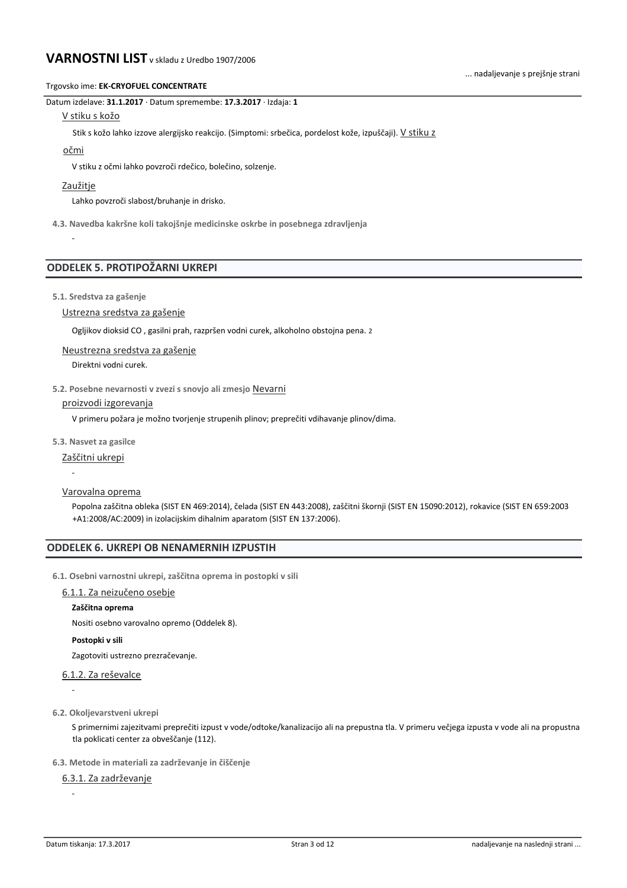Trgovsko ime: **EK-CRYOFUEL CONCENTRATE**

Datum izdelave: **31.1.2017** · Datum spremembe: **17.3.2017** · Izdaja: **1**

V stiku s kožo

Stik s kožo lahko izzove alergijsko reakcijo. (Simptomi: srbečica, pordelost kože, izpuščaji).

V stiku z očmi

V stiku z očmi lahko povzroči rdečico, bolečino, solzenje.

Zaužitje

Lahko povzroči slabost/bruhanje in drisko.

**4.3. Navedba kakršne koli takojšnje medicinske oskrbe in posebnega zdravljenja**

-

## ODDELEK 5. PROTIPOŽARNI UKREPI

**5.1. Sredstva za gašenje**

Ustrezna sredstva za gašenje

Ogljikov dioksid $CO_2$, gasilni prah, razpršen vodni curek, alkoholno obstojna pena.

Neustrezna sredstva za gašenje

Direktni vodni curek.

**5.2. Posebne nevarnosti v zvezi s snovjo ali zmesjo**

Nevarni proizvodi izgorevanja

V primeru požara je možno tvorjenje strupenih plinov; preprečiti vdihavanje plinov/dima.

**5.3. Nasvet za gasilce**

Zaščitni ukrepi

-

Varovalna oprema

Popolna zaščitna obleka (SIST EN 469:2014), čelada (SIST EN 443:2008), zaščitni škornji (SIST EN 15090:2012), rokavice (SIST EN 659:2003 +A1:2008/AC:2009) in izolacijskim dihalnim aparatom (SIST EN 137:2006).

## ODDELEK 6. UKREPI OB NENAMERNIH IZPUSTIH

**6.1. Osebni varnostni ukrepi, zaščitna oprema in postopki v sili**

6.1.1. Za neizučeno osebje

**Zaščitna oprema**

Nositi osebno varovalno opremo (Oddelek 8).

**Postopki v sili**

Zagotoviti ustrezno prezračevanje.

6.1.2. Za reševalce

-

**6.2. Okoljevarstveni ukrepi**

S primernimi zajezitvami preprečiti izpust v vode/odtoke/kanalizacijo ali na prepustna tla. V primeru večjega izpusta v vode ali na propustna tla poklicati center za obveščanje (112).

**6.3. Metode in materiali za zadrževanje in čiščenje**

6.3.1. Za zadrževanje

-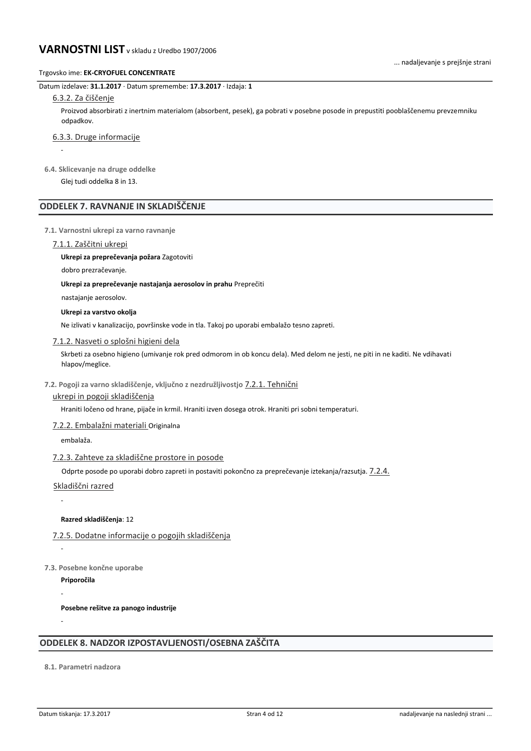#### 6.3.2. Za čiščenje

Proizvod absorbirati z inertnim materialom (absorbent, pesek), ga pobrati v posebne posode in prepustiti pooblaščenemu prevzemniku odpadkov.

#### 6.3.3. Druge informacije

-

### 6.4. Sklicevanje na druge oddelke

Glej tudi oddelka 8 in 13.

## ODDELEK 7. RAVNANJE IN SKLADIŠČENJE

### 7.1. Varnostni ukrepi za varno ravnanje

#### 7.1.1. Zaščitni ukrepi

**Ukrepi za preprečevanja požara** Zagotoviti dobro prezračevanje.

**Ukrepi za preprečevanje nastajanja aerosolov in prahu** Preprečiti nastajanje aerosolov.

**Ukrepi za varstvo okolja**

Ne izlivati v kanalizacijo, površinske vode in tla. Takoj po uporabi embalažo tesno zapreti.

#### 7.1.2. Nasveti o splošni higieni dela

Skrbeti za osebno higieno (umivanje rok pred odmorom in ob koncu dela). Med delom ne jesti, ne piti in ne kaditi. Ne vdihavati hlapov/meglice.

### 7.2. Pogoji za varno skladiščenje, vključno z nezdružljivostjo

#### 7.2.1. Tehnični ukrepi in pogoji skladiščenja

Hraniti ločeno od hrane, pijače in krmil. Hraniti izven dosega otrok. Hraniti pri sobni temperaturi.

#### 7.2.2. Embalažni materiali

Originalna embalaža.

#### 7.2.3. Zahteve za skladiščne prostore in posode

Odprte posode po uporabi dobro zapreti in postaviti pokončno za preprečevanje iztekanja/razsutja.

#### 7.2.4. Skladiščni razred

-

**Razred skladiščenja**: 12

#### 7.2.5. Dodatne informacije o pogojih skladiščenja

-

### 7.3. Posebne končne uporabe

**Priporočila**

-

**Posebne rešitve za panogo industrije**

-

## ODDELEK 8. NADZOR IZPOSTAVLJENOSTI/OSEBNA ZAŠČITA

### 8.1. Parametri nadzora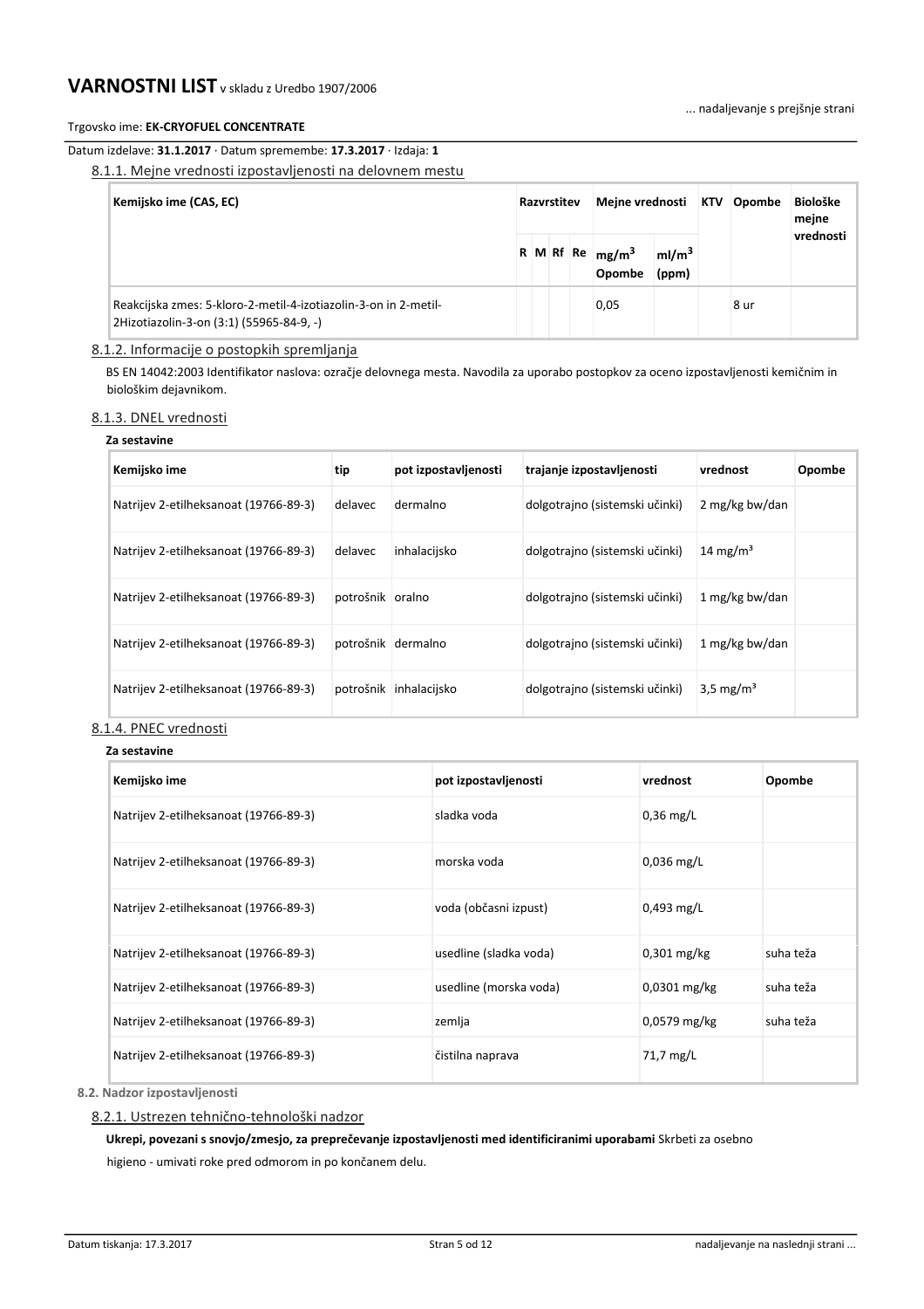#### 8.1.1. Mejne vrednosti izpostavljenosti na delovnem mestu

| Kemijsko ime (CAS, EC) | Razvrstitev | | | | Mejne vrednosti | | KTV | Opombe | Biološke mejne vrednosti |
|---|---|---|---|---|---|---|---|---|---|
| | R | M | Rf | Re | $mg/m^3$ Opombe | $ml/m^3$ (ppm) | | | |
| Reakcijska zmes: 5-kloro-2-metil-4-izotiazolin-3-on in 2-metil-2Hizotiazolin-3-on (3:1) (55965-84-9, -) | | | | | 0,05 | | | 8 ur | |

#### 8.1.2. Informacije o postopkih spremljanja

BS EN 14042:2003 Identifikator naslova: ozračje delovnega mesta. Navodila za uporabo postopkov za oceno izpostavljenosti kemičnim in biološkim dejavnikom.

#### 8.1.3. DNEL vrednosti

**Za sestavine**

| Kemijsko ime | tip | pot izpostavljenosti | trajanje izpostavljenosti | vrednost | Opombe |
|---|---|---|---|---|---|
| Natrijev 2-etilheksanoat (19766-89-3) | delavec | dermalno | dolgotrajno (sistemski učinki) | 2 mg/kg bw/dan | |
| Natrijev 2-etilheksanoat (19766-89-3) | delavec | inhalacijsko | dolgotrajno (sistemski učinki) | 14 $mg/m^3$ | |
| Natrijev 2-etilheksanoat (19766-89-3) | potrošnik | oralno | dolgotrajno (sistemski učinki) | 1 mg/kg bw/dan | |
| Natrijev 2-etilheksanoat (19766-89-3) | potrošnik | dermalno | dolgotrajno (sistemski učinki) | 1 mg/kg bw/dan | |
| Natrijev 2-etilheksanoat (19766-89-3) | potrošnik | inhalacijsko | dolgotrajno (sistemski učinki) | 3,5 $mg/m^3$ | |

#### 8.1.4. PNEC vrednosti

**Za sestavine**

| Kemijsko ime | pot izpostavljenosti | vrednost | Opombe |
|---|---|---|---|
| Natrijev 2-etilheksanoat (19766-89-3) | sladka voda | 0,36 mg/L | |
| Natrijev 2-etilheksanoat (19766-89-3) | morska voda | 0,036 mg/L | |
| Natrijev 2-etilheksanoat (19766-89-3) | voda (občasni izpust) | 0,493 mg/L | |
| Natrijev 2-etilheksanoat (19766-89-3) | usedline (sladka voda) | 0,301 mg/kg | suha teža |
| Natrijev 2-etilheksanoat (19766-89-3) | usedline (morska voda) | 0,0301 mg/kg | suha teža |
| Natrijev 2-etilheksanoat (19766-89-3) | zemlja | 0,0579 mg/kg | suha teža |
| Natrijev 2-etilheksanoat (19766-89-3) | čistilna naprava | 71,7 mg/L | |

### 8.2. Nadzor izpostavljenosti

#### 8.2.1. Ustrezen tehnično-tehnološki nadzor

**Ukrepi, povezani s snovjo/zmesjo, za preprečevanje izpostavljenosti med identificiranimi uporabami** Skrbeti za osebno higieno - umivati roke pred odmorom in po končanem delu.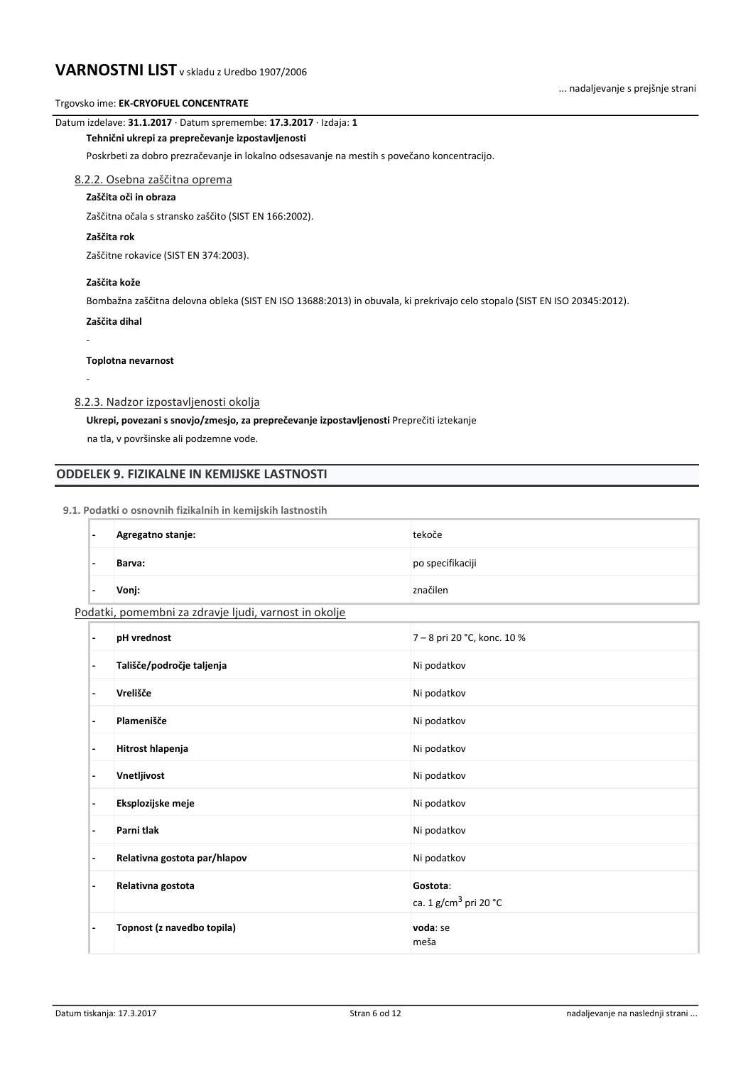**Tehnični ukrepi za preprečevanje izpostavljenosti**

Poskrbeti za dobro prezračevanje in lokalno odsesavanje na mestih s povečano koncentracijo.

### 8.2.2. Osebna zaščitna oprema

**Zaščita oči in obraza**

Zaščitna očala s stransko zaščito (SIST EN 166:2002).

**Zaščita rok**

Zaščitne rokavice (SIST EN 374:2003).

**Zaščita kože**

Bombažna zaščitna delovna obleka (SIST EN ISO 13688:2013) in obuvala, ki prekrivajo celo stopalo (SIST EN ISO 20345:2012).

**Zaščita dihal**

-

**Toplotna nevarnost**

-

### 8.2.3. Nadzor izpostavljenosti okolja

**Ukrepi, povezani s snovjo/zmesjo, za preprečevanje izpostavljenosti** Preprečiti iztekanje na tla, v površinske ali podzemne vode.

## ODDELEK 9. FIZIKALNE IN KEMIJSKE LASTNOSTI

**9.1. Podatki o osnovnih fizikalnih in kemijskih lastnostih**

| | | |
|---|---|---|
| - | **Agregatno stanje:** | tekoče |
| - | **Barva:** | po specifikaciji |
| - | **Vonj:** | značilen |

Podatki, pomembni za zdravje ljudi, varnost in okolje

| | | |
|---|---|---|
| - | **pH vrednost** | 7 – 8 pri 20 °C, konc. 10 % |
| - | **Tališče/področje taljenja** | Ni podatkov |
| - | **Vrelišče** | Ni podatkov |
| - | **Plamenišče** | Ni podatkov |
| - | **Hitrost hlapenja** | Ni podatkov |
| - | **Vnetljivost** | Ni podatkov |
| - | **Eksplozijske meje** | Ni podatkov |
| - | **Parni tlak** | Ni podatkov |
| - | **Relativna gostota par/hlapov** | Ni podatkov |
| - | **Relativna gostota** | **Gostota**: ca. 1 g/cm$^3$ pri 20 °C |
| - | **Topnost (z navedbo topila)** | **voda**: se meša |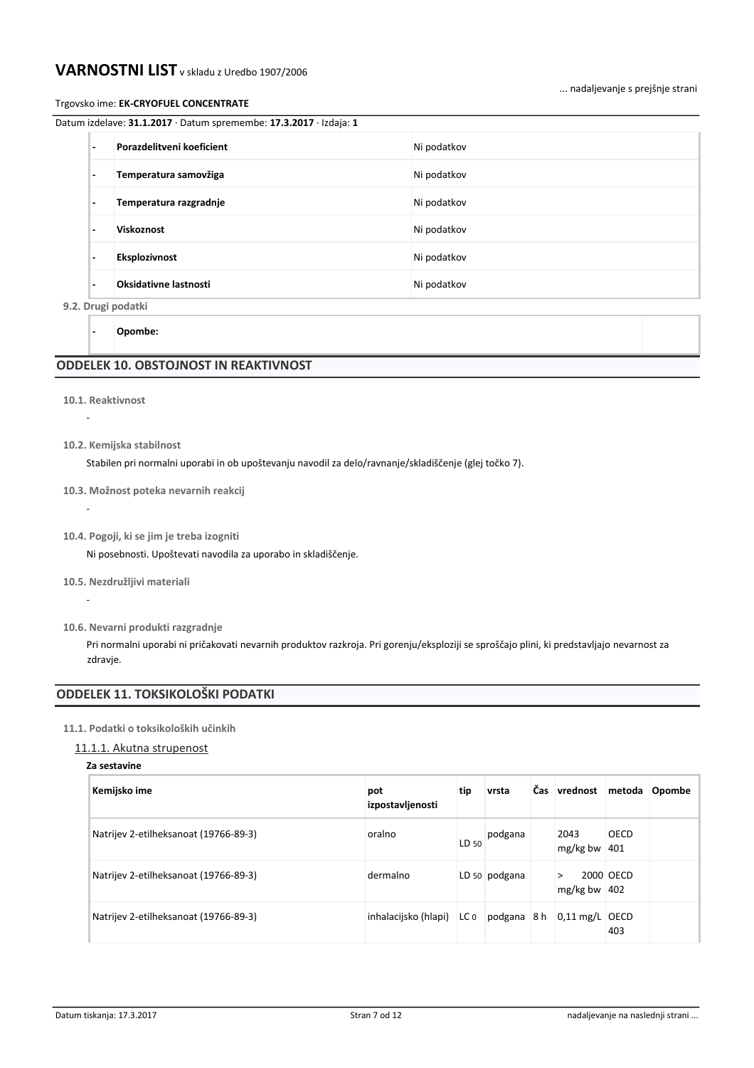| | | |
|---|---|---|
| - | **Porazdelitveni koeficient** | Ni podatkov |
| - | **Temperatura samovžiga** | Ni podatkov |
| - | **Temperatura razgradnje** | Ni podatkov |
| - | **Viskoznost** | Ni podatkov |
| - | **Eksplozivnost** | Ni podatkov |
| - | **Oksidativne lastnosti** | Ni podatkov |

**9.2. Drugi podatki**

| | | |
|---|---|---|
| - | **Opombe:** | |

## ODDELEK 10. OBSTOJNOST IN REAKTIVNOST

**10.1. Reaktivnost**

-

**10.2. Kemijska stabilnost**

Stabilen pri normalni uporabi in ob upoštevanju navodil za delo/ravnanje/skladiščenje (glej točko 7).

**10.3. Možnost poteka nevarnih reakcij**

-

**10.4. Pogoji, ki se jim je treba izogniti**

Ni posebnosti. Upoštevati navodila za uporabo in skladiščenje.

**10.5. Nezdružljivi materiali**

-

**10.6. Nevarni produkti razgradnje**

Pri normalni uporabi ni pričakovati nevarnih produktov razkroja. Pri gorenju/eksploziji se sproščajo plini, ki predstavljajo nevarnost za zdravje.

## ODDELEK 11. TOKSIKOLOŠKI PODATKI

**11.1. Podatki o toksikoloških učinkih**

11.1.1. Akutna strupenost

**Za sestavine**

| Kemijsko ime | pot izpostavljenosti | tip | vrsta | Čas | vrednost | metoda | Opombe |
|---|---|---|---|---|---|---|---|
| Natrijev 2-etilheksanoat (19766-89-3) | oralno | $LD_{50}$ | podgana | | 2043 mg/kg bw | OECD 401 | |
| Natrijev 2-etilheksanoat (19766-89-3) | dermalno | $LD_{50}$ | podgana | | > 2000 mg/kg bw | OECD 402 | |
| Natrijev 2-etilheksanoat (19766-89-3) | inhalacijsko (hlapi) | $LC_0$ | podgana | 8 h | 0,11 mg/L | OECD 403 | |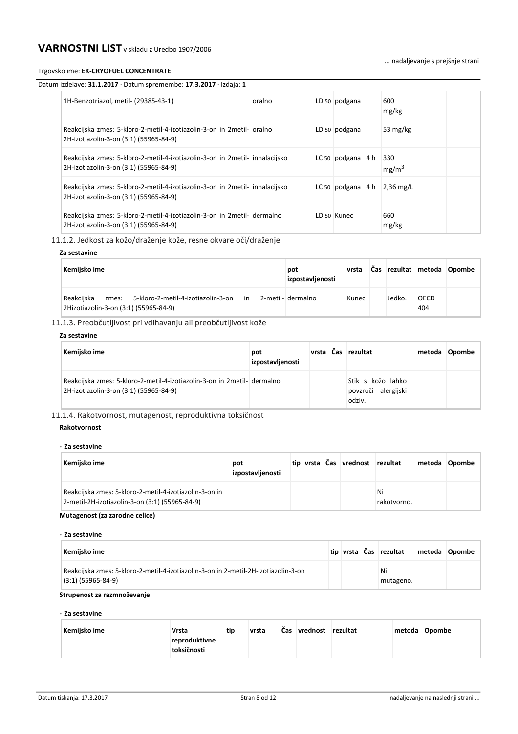| | | | | | | | |
|---|---|---|---|---|---|---|---|
| 1H-Benzotriazol, metil- (29385-43-1) | oralno | $LD_{50}$ | podgana | | 600 mg/kg | | |
| Reakcijska zmes: 5-kloro-2-metil-4-izotiazolin-3-on in 2metil-2H-izotiazolin-3-on (3:1) (55965-84-9) | oralno | $LD_{50}$ | podgana | | 53 mg/kg | | |
| Reakcijska zmes: 5-kloro-2-metil-4-izotiazolin-3-on in 2metil-2H-izotiazolin-3-on (3:1) (55965-84-9) | inhalacijsko | $LC_{50}$ | podgana | 4 h | 330 $mg/m^3$ | | |
| Reakcijska zmes: 5-kloro-2-metil-4-izotiazolin-3-on in 2metil-2H-izotiazolin-3-on (3:1) (55965-84-9) | inhalacijsko | $LC_{50}$ | podgana | 4 h | 2,36 mg/L | | |
| Reakcijska zmes: 5-kloro-2-metil-4-izotiazolin-3-on in 2metil-2H-izotiazolin-3-on (3:1) (55965-84-9) | dermalno | $LD_{50}$ | Kunec | | 660 mg/kg | | |

11.1.2. Jedkost za kožo/draženje kože, resne okvare oči/draženje

**Za sestavine**

| Kemijsko ime | pot izpostavljenosti | vrsta | Čas | rezultat | metoda | Opombe |
|---|---|---|---|---|---|---|
| Reakcijska zmes: 5-kloro-2-metil-4-izotiazolin-3-on in 2-metil-2Hizotiazolin-3-on (3:1) (55965-84-9) | dermalno | Kunec | | Jedko. | OECD 404 | |

11.1.3. Preobčutljivost pri vdihavanju ali preobčutljivost kože

**Za sestavine**

| Kemijsko ime | pot izpostavljenosti | vrsta | Čas | rezultat | metoda | Opombe |
|---|---|---|---|---|---|---|
| Reakcijska zmes: 5-kloro-2-metil-4-izotiazolin-3-on in 2metil-2H-izotiazolin-3-on (3:1) (55965-84-9) | dermalno | | | Stik s kožo lahko povzroči alergijski odziv. | | |

11.1.4. Rakotvornost, mutagenost, reproduktivna toksičnost

**Rakotvornost**

**- Za sestavine**

| Kemijsko ime | pot izpostavljenosti | tip | vrsta | Čas | vrednost | rezultat | metoda | Opombe |
|---|---|---|---|---|---|---|---|---|
| Reakcijska zmes: 5-kloro-2-metil-4-izotiazolin-3-on in 2-metil-2H-izotiazolin-3-on (3:1) (55965-84-9) | | | | | | Ni rakotvorno. | | |

**Mutagenost (za zarodne celice)**

**- Za sestavine**

| Kemijsko ime | tip | vrsta | Čas | rezultat | metoda | Opombe |
|---|---|---|---|---|---|---|
| Reakcijska zmes: 5-kloro-2-metil-4-izotiazolin-3-on in 2-metil-2H-izotiazolin-3-on (3:1) (55965-84-9) | | | | Ni mutageno. | | |

**Strupenost za razmnoževanje**

**- Za sestavine**

| Kemijsko ime | Vrsta reproduktivne toksičnosti | tip | vrsta | Čas | vrednost | rezultat | metoda | Opombe |
|---|---|---|---|---|---|---|---|---|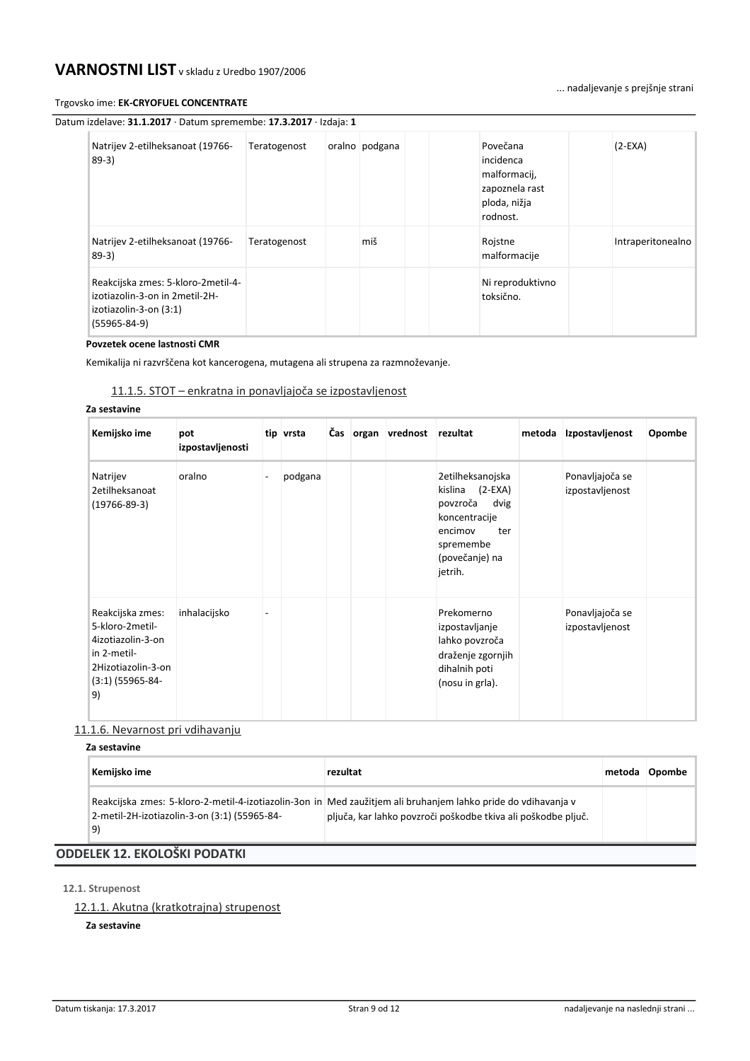| | | | | | | | | |
|---|---|---|---|---|---|---|---|---|
| Natrijev 2-etilheksanoat (19766-89-3) | Teratogenost | oralno | podgana | | | Povečana incidenca malformacij, zapoznela rast ploda, nižja rodnost. | | (2-EXA) |
| Natrijev 2-etilheksanoat (19766-89-3) | Teratogenost | | miš | | | Rojstne malformacije | | Intraperitonealno |
| Reakcijska zmes: 5-kloro-2metil-4-izotiazolin-3-on in 2metil-2H-izotiazolin-3-on (3:1) (55965-84-9) | | | | | | Ni reproduktivno toksično. | | |

**Povzetek ocene lastnosti CMR**

Kemikalija ni razvrščena kot kancerogena, mutagena ali strupena za razmnoževanje.

#### 11.1.5. STOT – enkratna in ponavljajoča se izpostavljenost

**Za sestavine**

| Kemijsko ime | pot izpostavljenosti | tip | vrsta | Čas | organ | vrednost | rezultat | metoda | Izpostavljenost | Opombe |
|---|---|---|---|---|---|---|---|---|---|---|
| Natrijev 2etilheksanoat (19766-89-3) | oralno | - | podgana | | | | 2etilheksanojska kislina (2-EXA) povzroča dvig koncentracije encimov ter spremembe (povečanje) na jetrih. | | Ponavljajoča se izpostavljenost | |
| Reakcijska zmes: 5-kloro-2metil-4izotiazolin-3-on in 2-metil-2Hizotiazolin-3-on (3:1) (55965-84-9) | inhalacijsko | - | | | | | Prekomerno izpostavljanje lahko povzroča draženje zgornjih dihalnih poti (nosu in grla). | | Ponavljajoča se izpostavljenost | |

#### 11.1.6. Nevarnost pri vdihavanju

**Za sestavine**

| Kemijsko ime | rezultat | metoda | Opombe |
|---|---|---|---|
| Reakcijska zmes: 5-kloro-2-metil-4-izotiazolin-3on in 2-metil-2H-izotiazolin-3-on (3:1) (55965-84-9) | Med zaužitjem ali bruhanjem lahko pride do vdihavanja v pljuča, kar lahko povzroči poškodbe tkiva ali poškodbe pljuč. | | |

## ODDELEK 12. EKOLOŠKI PODATKI

### 12.1. Strupenost

#### 12.1.1. Akutna (kratkotrajna) strupenost

**Za sestavine**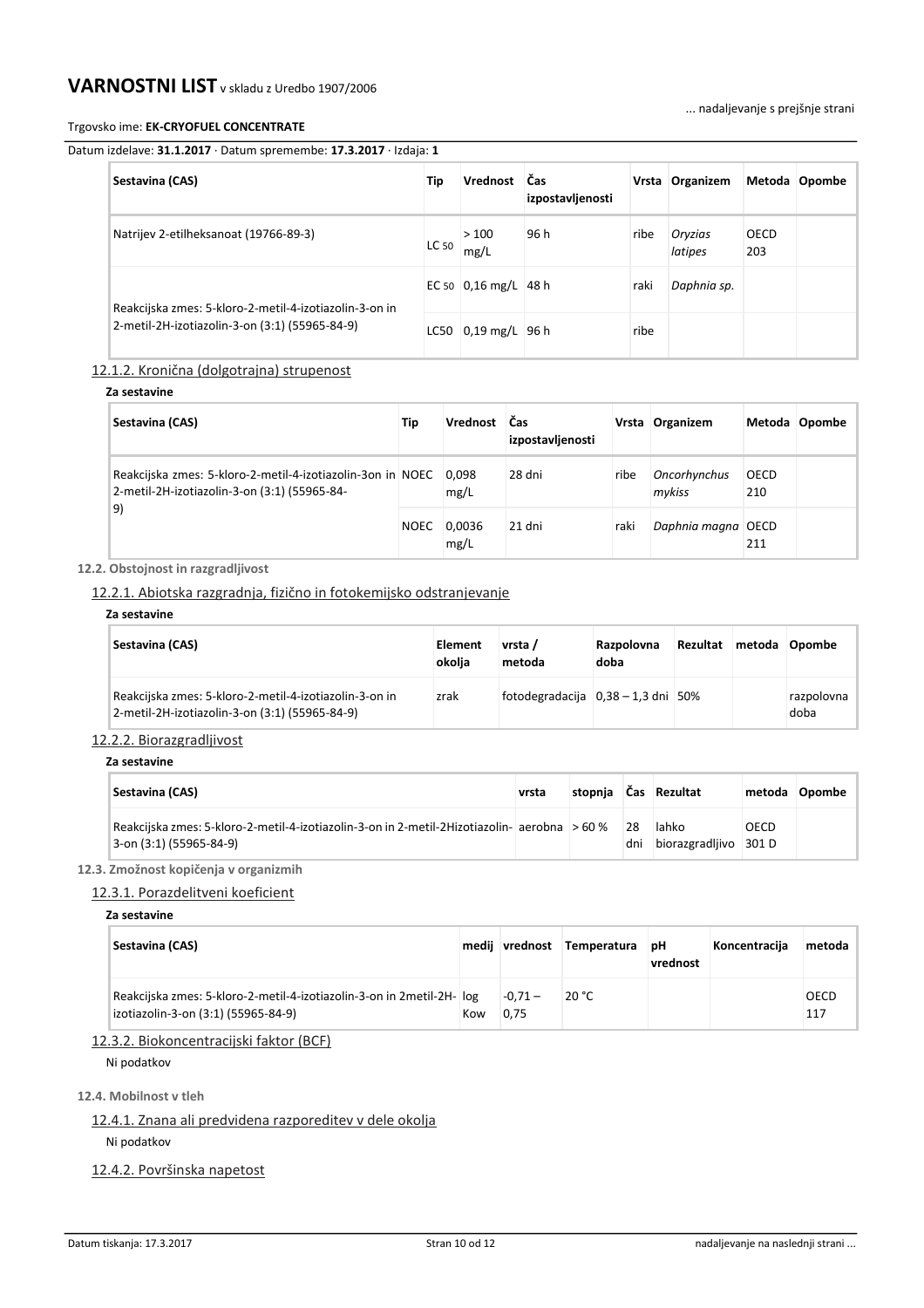| Sestavina (CAS) | Tip | Vrednost | Čas izpostavljenosti | Vrsta | Organizem | Metoda | Opombe |
|---|---|---|---|---|---|---|---|
| Natrijev 2-etilheksanoat (19766-89-3) | $LC_{50}$ | > 100 mg/L | 96 h | ribe | *Oryzias latipes* | OECD 203 | |
| Reakcijska zmes: 5-kloro-2-metil-4-izotiazolin-3-on in 2-metil-2H-izotiazolin-3-on (3:1) (55965-84-9) | $EC_{50}$ | 0,16 mg/L | 48 h | raki | *Daphnia sp.* | | |
| | LC50 | 0,19 mg/L | 96 h | ribe | | | |

12.1.2. Kronična (dolgotrajna) strupenost

**Za sestavine**

| Sestavina (CAS) | Tip | Vrednost | Čas izpostavljenosti | Vrsta | Organizem | Metoda | Opombe |
|---|---|---|---|---|---|---|---|
| Reakcijska zmes: 5-kloro-2-metil-4-izotiazolin-3on in 2-metil-2H-izotiazolin-3-on (3:1) (55965-84-9) | NOEC | 0,098 mg/L | 28 dni | ribe | *Oncorhynchus mykiss* | OECD 210 | |
| | NOEC | 0,0036 mg/L | 21 dni | raki | *Daphnia magna* | OECD 211 | |

**12.2. Obstojnost in razgradljivost**

12.2.1. Abiotska razgradnja, fizično in fotokemijsko odstranjevanje

**Za sestavine**

| Sestavina (CAS) | Element okolja | vrsta / metoda | Razpolovna doba | Rezultat | metoda | Opombe |
|---|---|---|---|---|---|---|
| Reakcijska zmes: 5-kloro-2-metil-4-izotiazolin-3-on in 2-metil-2H-izotiazolin-3-on (3:1) (55965-84-9) | zrak | fotodegradacija | 0,38 – 1,3 dni | 50% | | razpolovna doba |

12.2.2. Biorazgradljivost

**Za sestavine**

| Sestavina (CAS) | vrsta | stopnja | Čas | Rezultat | metoda | Opombe |
|---|---|---|---|---|---|---|
| Reakcijska zmes: 5-kloro-2-metil-4-izotiazolin-3-on in 2-metil-2Hizotiazolin-3-on (3:1) (55965-84-9) | aerobna | > 60 % | 28 dni | lahko biorazgradljivo | OECD 301 D | |

**12.3. Zmožnost kopičenja v organizmih**

12.3.1. Porazdelitveni koeficient

**Za sestavine**

| Sestavina (CAS) | medij | vrednost | Temperatura | pH vrednost | Koncentracija | metoda |
|---|---|---|---|---|---|---|
| Reakcijska zmes: 5-kloro-2-metil-4-izotiazolin-3-on in 2metil-2H-izotiazolin-3-on (3:1) (55965-84-9) | log Kow | -0,71 – 0,75 | 20 °C | | | OECD 117 |

12.3.2. Biokoncentracijski faktor (BCF)

Ni podatkov

**12.4. Mobilnost v tleh**

12.4.1. Znana ali predvidena razporeditev v dele okolja

Ni podatkov

12.4.2. Površinska napetost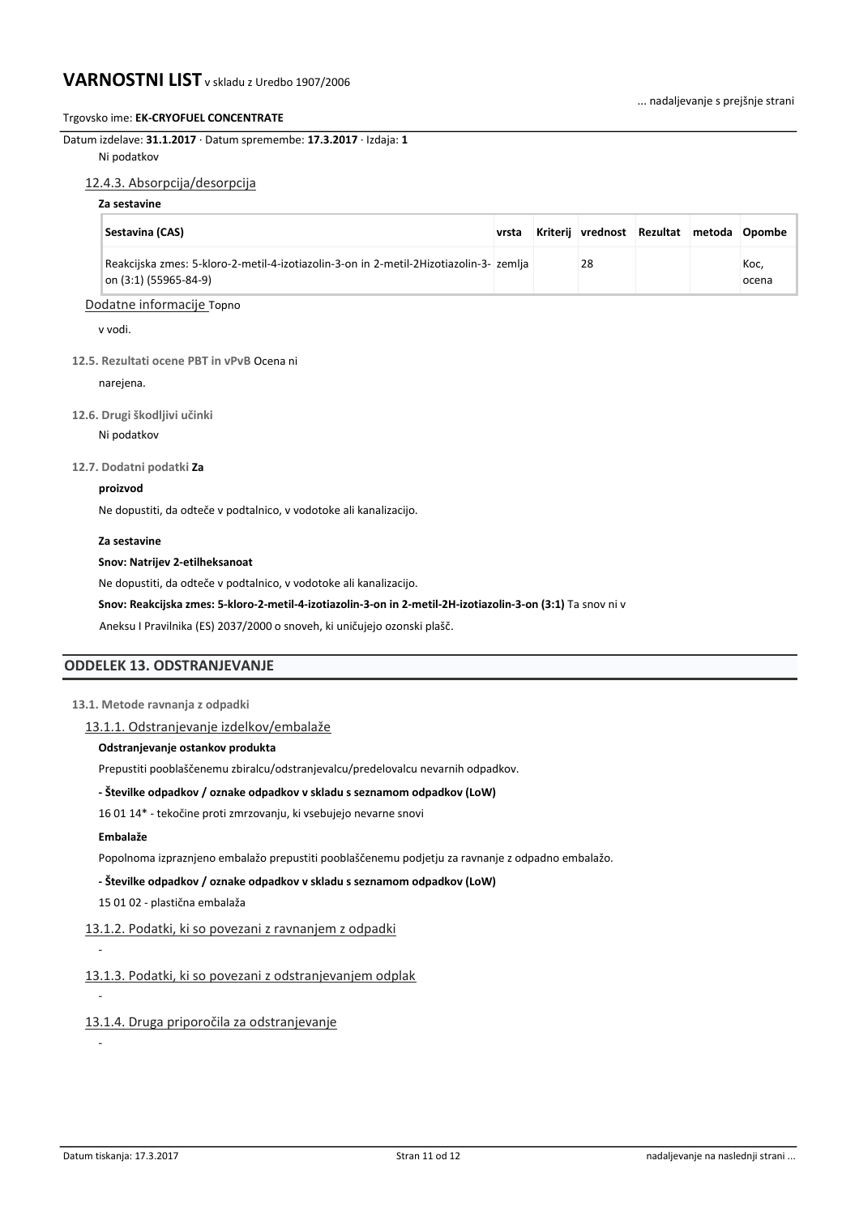Ni podatkov

### 12.4.3. Absorpcija/desorpcija

**Za sestavine**

| Sestavina (CAS) | vrsta | Kriterij | vrednost | Rezultat | metoda | Opombe |
|---|---|---|---|---|---|---|
| Reakcijska zmes: 5-kloro-2-metil-4-izotiazolin-3-on in 2-metil-2Hizotiazolin-3-on (3:1) (55965-84-9) | zemlja | | 28 | | | Koc, ocena |

Dodatne informacije Topno v vodi.

**12.5. Rezultati ocene PBT in vPvB** Ocena ni narejena.

**12.6. Drugi škodljivi učinki**

Ni podatkov

**12.7. Dodatni podatki** **Za proizvod**

Ne dopustiti, da odteče v podtalnico, v vodotoke ali kanalizacijo.

**Za sestavine**

**Snov: Natrijev 2-etilheksanoat**

Ne dopustiti, da odteče v podtalnico, v vodotoke ali kanalizacijo.

**Snov: Reakcijska zmes: 5-kloro-2-metil-4-izotiazolin-3-on in 2-metil-2H-izotiazolin-3-on (3:1)** Ta snov ni v Aneksu I Pravilnika (ES) 2037/2000 o snoveh, ki uničujejo ozonski plašč.

## ODDELEK 13. ODSTRANJEVANJE

**13.1. Metode ravnanja z odpadki**

### 13.1.1. Odstranjevanje izdelkov/embalaže

**Odstranjevanje ostankov produkta**

Prepustiti pooblaščenemu zbiralcu/odstranjevalcu/predelovalcu nevarnih odpadkov.

**- Številke odpadkov / oznake odpadkov v skladu s seznamom odpadkov (LoW)**

16 01 14* - tekočine proti zmrzovanju, ki vsebujejo nevarne snovi

**Embalaže**

Popolnoma izpraznjeno embalažo prepustiti pooblaščenemu podjetju za ravnanje z odpadno embalažo.

**- Številke odpadkov / oznake odpadkov v skladu s seznamom odpadkov (LoW)**

15 01 02 - plastična embalaža

### 13.1.2. Podatki, ki so povezani z ravnanjem z odpadki

-

### 13.1.3. Podatki, ki so povezani z odstranjevanjem odplak

-

### 13.1.4. Druga priporočila za odstranjevanje

-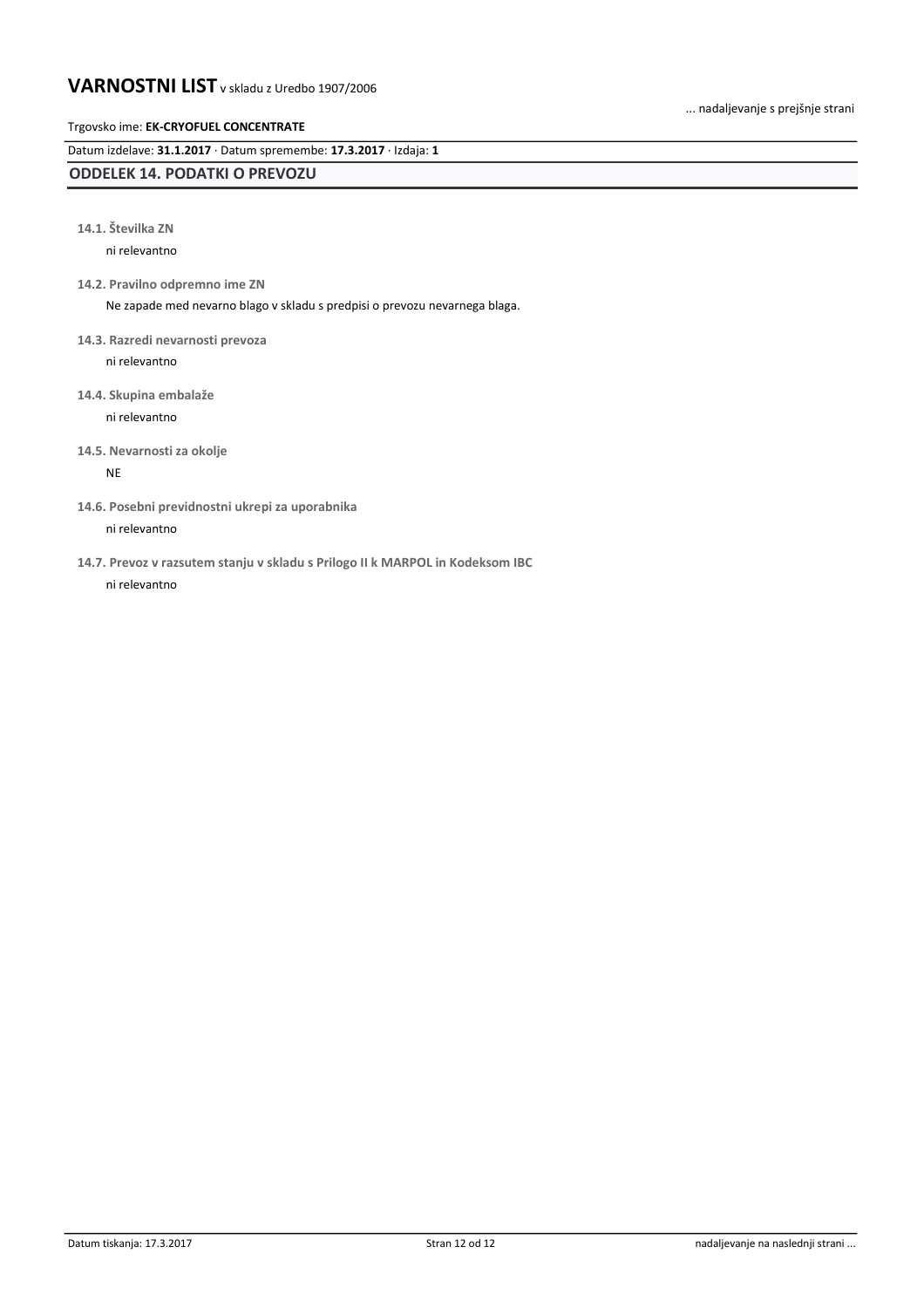## ODDELEK 14. PODATKI O PREVOZU

**14.1. Številka ZN**

ni relevantno

**14.2. Pravilno odpremno ime ZN**

Ne zapade med nevarno blago v skladu s predpisi o prevozu nevarnega blaga.

**14.3. Razredi nevarnosti prevoza**

ni relevantno

**14.4. Skupina embalaže**

ni relevantno

**14.5. Nevarnosti za okolje**

NE

**14.6. Posebni previdnostni ukrepi za uporabnika**

ni relevantno

**14.7. Prevoz v razsutem stanju v skladu s Prilogo II k MARPOL in Kodeksom IBC**

ni relevantno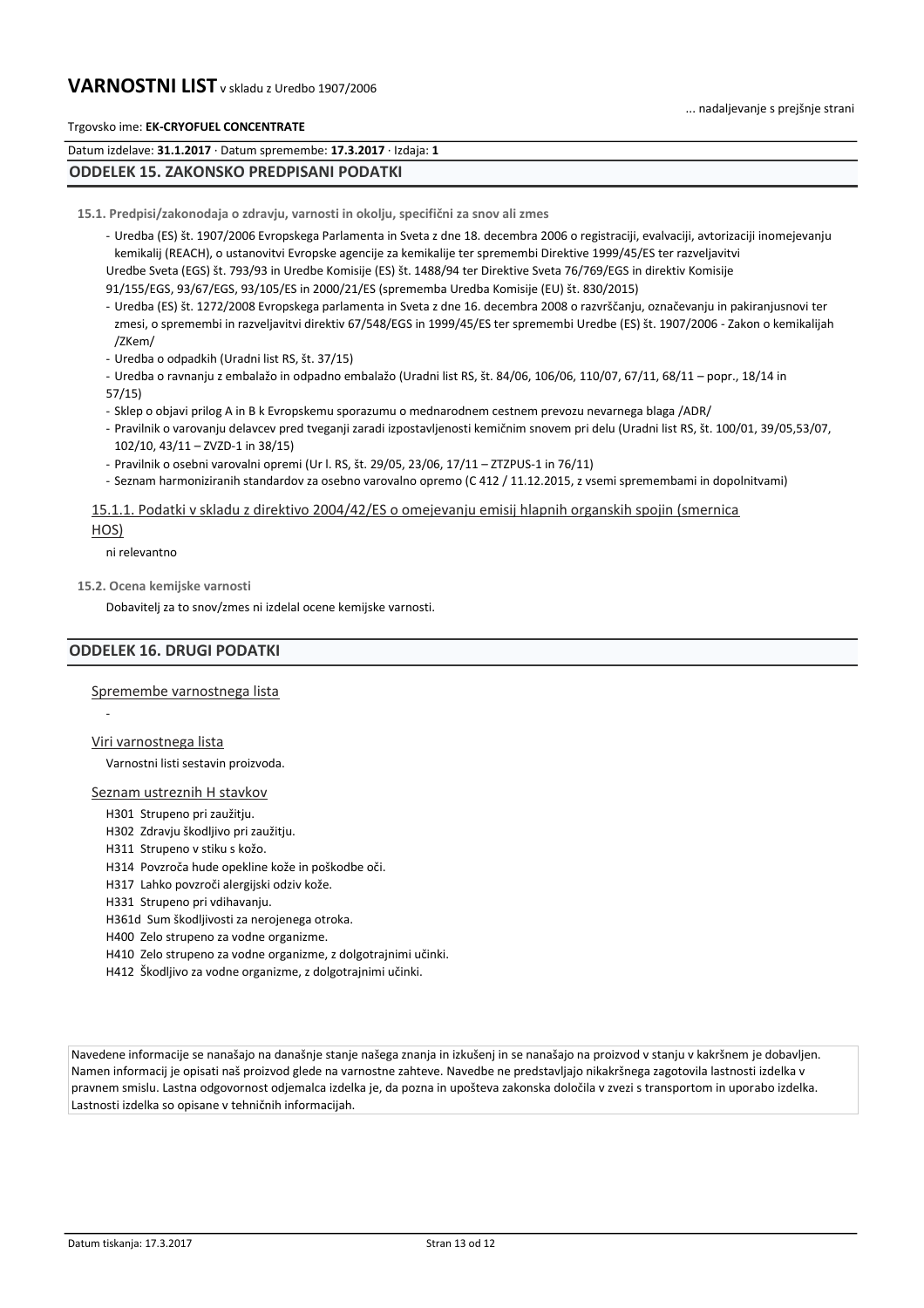## ODDELEK 15. ZAKONSKO PREDPISANI PODATKI

**15.1. Predpisi/zakonodaja o zdravju, varnosti in okolju, specifični za snov ali zmes**

- Uredba (ES) št. 1907/2006 Evropskega Parlamenta in Sveta z dne 18. decembra 2006 o registraciji, evalvaciji, avtorizaciji inomejevanju kemikalij (REACH), o ustanovitvi Evropske agencije za kemikalije ter spremembi Direktive 1999/45/ES ter razveljavitvi Uredbe Sveta (EGS) št. 793/93 in Uredbe Komisije (ES) št. 1488/94 ter Direktive Sveta 76/769/EGS in direktiv Komisije 91/155/EGS, 93/67/EGS, 93/105/ES in 2000/21/ES (sprememba Uredba Komisije (EU) št. 830/2015)
- Uredba (ES) št. 1272/2008 Evropskega parlamenta in Sveta z dne 16. decembra 2008 o razvrščanju, označevanju in pakiranjusnovi ter zmesi, o spremembi in razveljavitvi direktiv 67/548/EGS in 1999/45/ES ter spremembi Uredbe (ES) št. 1907/2006 - Zakon o kemikalijah /ZKem/
- Uredba o odpadkih (Uradni list RS, št. 37/15)
- Uredba o ravnanju z embalažo in odpadno embalažo (Uradni list RS, št. 84/06, 106/06, 110/07, 67/11, 68/11 – popr., 18/14 in 57/15)
- Sklep o objavi prilog A in B k Evropskemu sporazumu o mednarodnem cestnem prevozu nevarnega blaga /ADR/
- Pravilnik o varovanju delavcev pred tveganji zaradi izpostavljenosti kemičnim snovem pri delu (Uradni list RS, št. 100/01, 39/05,53/07, 102/10, 43/11 – ZVZD-1 in 38/15)
- Pravilnik o osebni varovalni opremi (Ur l. RS, št. 29/05, 23/06, 17/11 – ZTZPUS-1 in 76/11)
- Seznam harmoniziranih standardov za osebno varovalno opremo (C 412 / 11.12.2015, z vsemi spremembami in dopolnitvami)

15.1.1. Podatki v skladu z direktivo 2004/42/ES o omejevanju emisij hlapnih organskih spojin (smernica HOS)

ni relevantno

**15.2. Ocena kemijske varnosti**

Dobavitelj za to snov/zmes ni izdelal ocene kemijske varnosti.

## ODDELEK 16. DRUGI PODATKI

Spremembe varnostnega lista

-

Viri varnostnega lista

Varnostni listi sestavin proizvoda.

Seznam ustreznih H stavkov

H301 Strupeno pri zaužitju.
H302 Zdravju škodljivo pri zaužitju.
H311 Strupeno v stiku s kožo.
H314 Povzroča hude opekline kože in poškodbe oči.
H317 Lahko povzroči alergijski odziv kože.
H331 Strupeno pri vdihavanju.
H361d Sum škodljivosti za nerojenega otroka.
H400 Zelo strupeno za vodne organizme.
H410 Zelo strupeno za vodne organizme, z dolgotrajnimi učinki.
H412 Škodljivo za vodne organizme, z dolgotrajnimi učinki.

Navedene informacije se nanašajo na današnje stanje našega znanja in izkušenj in se nanašajo na proizvod v stanju v kakršnem je dobavljen. Namen informacij je opisati naš proizvod glede na varnostne zahteve. Navedbe ne predstavljajo nikakršnega zagotovila lastnosti izdelka v pravnem smislu. Lastna odgovornost odjemalca izdelka je, da pozna in upošteva zakonska določila v zvezi s transportom in uporabo izdelka. Lastnosti izdelka so opisane v tehničnih informacijah.